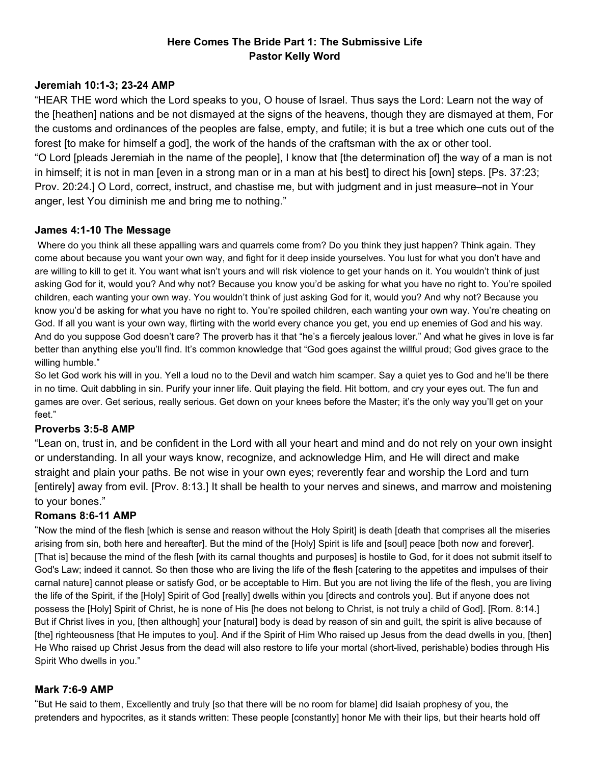**Here Comes The Bride Part 1: The Submissive Life**
**Pastor Kelly Word**

**Jeremiah 10:1-3; 23-24 AMP**

"HEAR THE word which the Lord speaks to you, O house of Israel. Thus says the Lord: Learn not the way of the [heathen] nations and be not dismayed at the signs of the heavens, though they are dismayed at them, For the customs and ordinances of the peoples are false, empty, and futile; it is but a tree which one cuts out of the forest [to make for himself a god], the work of the hands of the craftsman with the ax or other tool.
"O Lord [pleads Jeremiah in the name of the people], I know that [the determination of] the way of a man is not in himself; it is not in man [even in a strong man or in a man at his best] to direct his [own] steps. [Ps. 37:23; Prov. 20:24.] O Lord, correct, instruct, and chastise me, but with judgment and in just measure–not in Your anger, lest You diminish me and bring me to nothing."

**James 4:1-10 The Message**

Where do you think all these appalling wars and quarrels come from? Do you think they just happen? Think again. They come about because you want your own way, and fight for it deep inside yourselves. You lust for what you don't have and are willing to kill to get it. You want what isn't yours and will risk violence to get your hands on it. You wouldn't think of just asking God for it, would you? And why not? Because you know you'd be asking for what you have no right to. You're spoiled children, each wanting your own way. You wouldn't think of just asking God for it, would you? And why not? Because you know you'd be asking for what you have no right to. You're spoiled children, each wanting your own way. You're cheating on God. If all you want is your own way, flirting with the world every chance you get, you end up enemies of God and his way. And do you suppose God doesn't care? The proverb has it that "he's a fiercely jealous lover." And what he gives in love is far better than anything else you'll find. It's common knowledge that "God goes against the willful proud; God gives grace to the willing humble."
So let God work his will in you. Yell a loud no to the Devil and watch him scamper. Say a quiet yes to God and he'll be there in no time. Quit dabbling in sin. Purify your inner life. Quit playing the field. Hit bottom, and cry your eyes out. The fun and games are over. Get serious, really serious. Get down on your knees before the Master; it's the only way you'll get on your feet."

**Proverbs 3:5-8 AMP**

"Lean on, trust in, and be confident in the Lord with all your heart and mind and do not rely on your own insight or understanding. In all your ways know, recognize, and acknowledge Him, and He will direct and make straight and plain your paths. Be not wise in your own eyes; reverently fear and worship the Lord and turn [entirely] away from evil. [Prov. 8:13.] It shall be health to your nerves and sinews, and marrow and moistening to your bones."

**Romans 8:6-11 AMP**

"Now the mind of the flesh [which is sense and reason without the Holy Spirit] is death [death that comprises all the miseries arising from sin, both here and hereafter]. But the mind of the [Holy] Spirit is life and [soul] peace [both now and forever]. [That is] because the mind of the flesh [with its carnal thoughts and purposes] is hostile to God, for it does not submit itself to God's Law; indeed it cannot. So then those who are living the life of the flesh [catering to the appetites and impulses of their carnal nature] cannot please or satisfy God, or be acceptable to Him. But you are not living the life of the flesh, you are living the life of the Spirit, if the [Holy] Spirit of God [really] dwells within you [directs and controls you]. But if anyone does not possess the [Holy] Spirit of Christ, he is none of His [he does not belong to Christ, is not truly a child of God]. [Rom. 8:14.] But if Christ lives in you, [then although] your [natural] body is dead by reason of sin and guilt, the spirit is alive because of [the] righteousness [that He imputes to you]. And if the Spirit of Him Who raised up Jesus from the dead dwells in you, [then] He Who raised up Christ Jesus from the dead will also restore to life your mortal (short-lived, perishable) bodies through His Spirit Who dwells in you."

**Mark 7:6-9 AMP**

"But He said to them, Excellently and truly [so that there will be no room for blame] did Isaiah prophesy of you, the pretenders and hypocrites, as it stands written: These people [constantly] honor Me with their lips, but their hearts hold off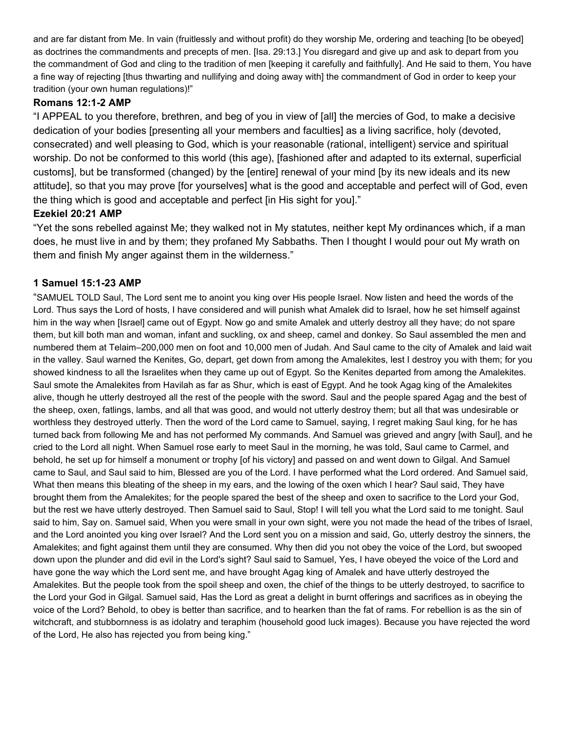and are far distant from Me. In vain (fruitlessly and without profit) do they worship Me, ordering and teaching [to be obeyed] as doctrines the commandments and precepts of men. [Isa. 29:13.] You disregard and give up and ask to depart from you the commandment of God and cling to the tradition of men [keeping it carefully and faithfully]. And He said to them, You have a fine way of rejecting [thus thwarting and nullifying and doing away with] the commandment of God in order to keep your tradition (your own human regulations)!"

**Romans 12:1-2 AMP**

"I APPEAL to you therefore, brethren, and beg of you in view of [all] the mercies of God, to make a decisive dedication of your bodies [presenting all your members and faculties] as a living sacrifice, holy (devoted, consecrated) and well pleasing to God, which is your reasonable (rational, intelligent) service and spiritual worship. Do not be conformed to this world (this age), [fashioned after and adapted to its external, superficial customs], but be transformed (changed) by the [entire] renewal of your mind [by its new ideals and its new attitude], so that you may prove [for yourselves] what is the good and acceptable and perfect will of God, even the thing which is good and acceptable and perfect [in His sight for you]."

**Ezekiel 20:21 AMP**

"Yet the sons rebelled against Me; they walked not in My statutes, neither kept My ordinances which, if a man does, he must live in and by them; they profaned My Sabbaths. Then I thought I would pour out My wrath on them and finish My anger against them in the wilderness."

**1 Samuel 15:1-23 AMP**

"SAMUEL TOLD Saul, The Lord sent me to anoint you king over His people Israel. Now listen and heed the words of the Lord. Thus says the Lord of hosts, I have considered and will punish what Amalek did to Israel, how he set himself against him in the way when [Israel] came out of Egypt. Now go and smite Amalek and utterly destroy all they have; do not spare them, but kill both man and woman, infant and suckling, ox and sheep, camel and donkey. So Saul assembled the men and numbered them at Telaim–200,000 men on foot and 10,000 men of Judah. And Saul came to the city of Amalek and laid wait in the valley. Saul warned the Kenites, Go, depart, get down from among the Amalekites, lest I destroy you with them; for you showed kindness to all the Israelites when they came up out of Egypt. So the Kenites departed from among the Amalekites. Saul smote the Amalekites from Havilah as far as Shur, which is east of Egypt. And he took Agag king of the Amalekites alive, though he utterly destroyed all the rest of the people with the sword. Saul and the people spared Agag and the best of the sheep, oxen, fatlings, lambs, and all that was good, and would not utterly destroy them; but all that was undesirable or worthless they destroyed utterly. Then the word of the Lord came to Samuel, saying, I regret making Saul king, for he has turned back from following Me and has not performed My commands. And Samuel was grieved and angry [with Saul], and he cried to the Lord all night. When Samuel rose early to meet Saul in the morning, he was told, Saul came to Carmel, and behold, he set up for himself a monument or trophy [of his victory] and passed on and went down to Gilgal. And Samuel came to Saul, and Saul said to him, Blessed are you of the Lord. I have performed what the Lord ordered. And Samuel said, What then means this bleating of the sheep in my ears, and the lowing of the oxen which I hear? Saul said, They have brought them from the Amalekites; for the people spared the best of the sheep and oxen to sacrifice to the Lord your God, but the rest we have utterly destroyed. Then Samuel said to Saul, Stop! I will tell you what the Lord said to me tonight. Saul said to him, Say on. Samuel said, When you were small in your own sight, were you not made the head of the tribes of Israel, and the Lord anointed you king over Israel? And the Lord sent you on a mission and said, Go, utterly destroy the sinners, the Amalekites; and fight against them until they are consumed. Why then did you not obey the voice of the Lord, but swooped down upon the plunder and did evil in the Lord's sight? Saul said to Samuel, Yes, I have obeyed the voice of the Lord and have gone the way which the Lord sent me, and have brought Agag king of Amalek and have utterly destroyed the Amalekites. But the people took from the spoil sheep and oxen, the chief of the things to be utterly destroyed, to sacrifice to the Lord your God in Gilgal. Samuel said, Has the Lord as great a delight in burnt offerings and sacrifices as in obeying the voice of the Lord? Behold, to obey is better than sacrifice, and to hearken than the fat of rams. For rebellion is as the sin of witchcraft, and stubbornness is as idolatry and teraphim (household good luck images). Because you have rejected the word of the Lord, He also has rejected you from being king."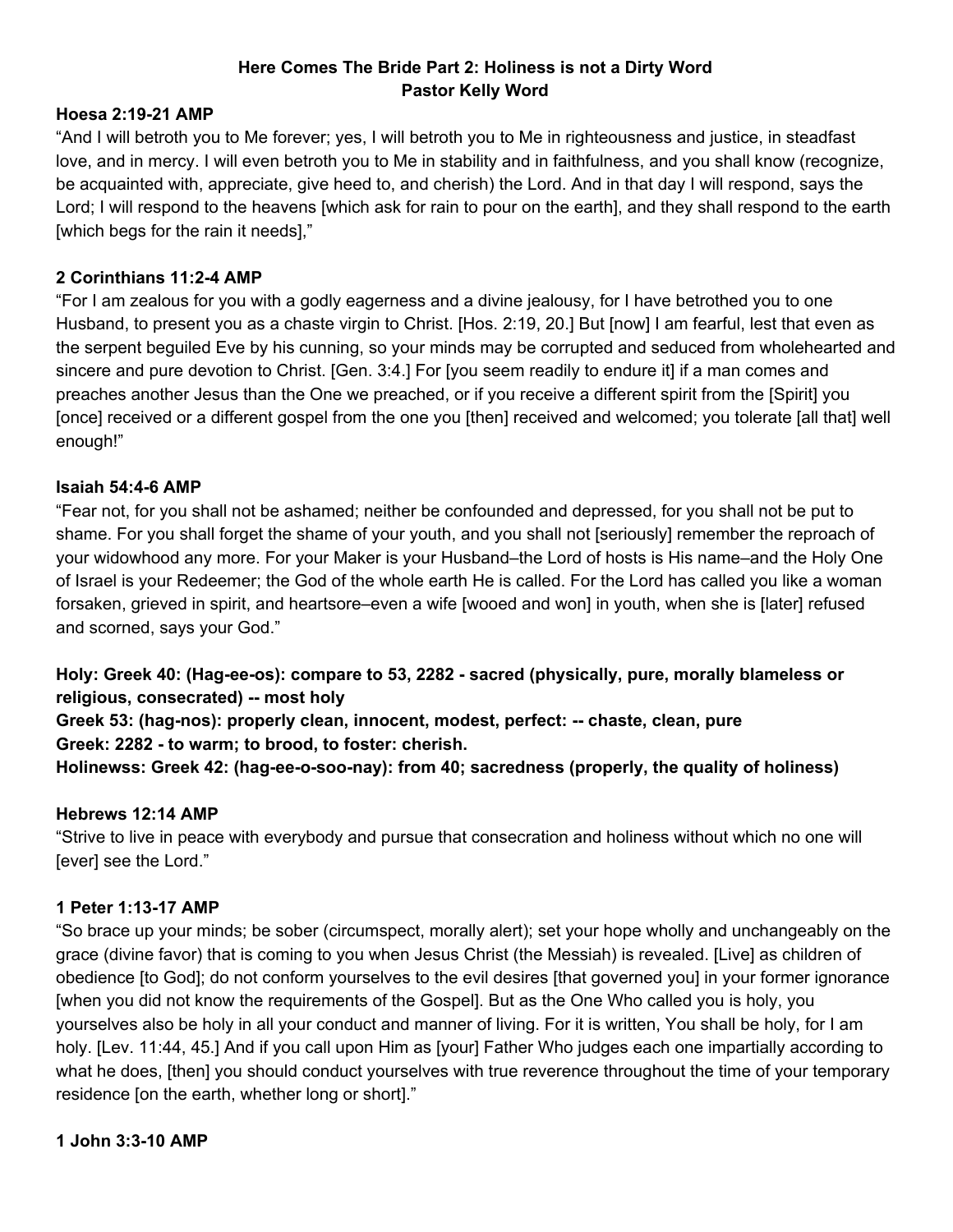**Here Comes The Bride Part 2: Holiness is not a Dirty Word**
**Pastor Kelly Word**

**Hoesa 2:19-21 AMP**

"And I will betroth you to Me forever; yes, I will betroth you to Me in righteousness and justice, in steadfast love, and in mercy. I will even betroth you to Me in stability and in faithfulness, and you shall know (recognize, be acquainted with, appreciate, give heed to, and cherish) the Lord. And in that day I will respond, says the Lord; I will respond to the heavens [which ask for rain to pour on the earth], and they shall respond to the earth [which begs for the rain it needs],"

**2 Corinthians 11:2-4 AMP**

"For I am zealous for you with a godly eagerness and a divine jealousy, for I have betrothed you to one Husband, to present you as a chaste virgin to Christ. [Hos. 2:19, 20.] But [now] I am fearful, lest that even as the serpent beguiled Eve by his cunning, so your minds may be corrupted and seduced from wholehearted and sincere and pure devotion to Christ. [Gen. 3:4.] For [you seem readily to endure it] if a man comes and preaches another Jesus than the One we preached, or if you receive a different spirit from the [Spirit] you [once] received or a different gospel from the one you [then] received and welcomed; you tolerate [all that] well enough!"

**Isaiah 54:4-6 AMP**

"Fear not, for you shall not be ashamed; neither be confounded and depressed, for you shall not be put to shame. For you shall forget the shame of your youth, and you shall not [seriously] remember the reproach of your widowhood any more. For your Maker is your Husband–the Lord of hosts is His name–and the Holy One of Israel is your Redeemer; the God of the whole earth He is called. For the Lord has called you like a woman forsaken, grieved in spirit, and heartsore–even a wife [wooed and won] in youth, when she is [later] refused and scorned, says your God."

**Holy: Greek 40: (Hag-ee-os): compare to 53, 2282 - sacred (physically, pure, morally blameless or religious, consecrated) -- most holy**
**Greek 53: (hag-nos): properly clean, innocent, modest, perfect: -- chaste, clean, pure**
**Greek: 2282 - to warm; to brood, to foster: cherish.**
**Holinewss: Greek 42: (hag-ee-o-soo-nay): from 40; sacredness (properly, the quality of holiness)**

**Hebrews 12:14 AMP**

"Strive to live in peace with everybody and pursue that consecration and holiness without which no one will [ever] see the Lord."

**1 Peter 1:13-17 AMP**

"So brace up your minds; be sober (circumspect, morally alert); set your hope wholly and unchangeably on the grace (divine favor) that is coming to you when Jesus Christ (the Messiah) is revealed. [Live] as children of obedience [to God]; do not conform yourselves to the evil desires [that governed you] in your former ignorance [when you did not know the requirements of the Gospel]. But as the One Who called you is holy, you yourselves also be holy in all your conduct and manner of living. For it is written, You shall be holy, for I am holy. [Lev. 11:44, 45.] And if you call upon Him as [your] Father Who judges each one impartially according to what he does, [then] you should conduct yourselves with true reverence throughout the time of your temporary residence [on the earth, whether long or short]."

**1 John 3:3-10 AMP**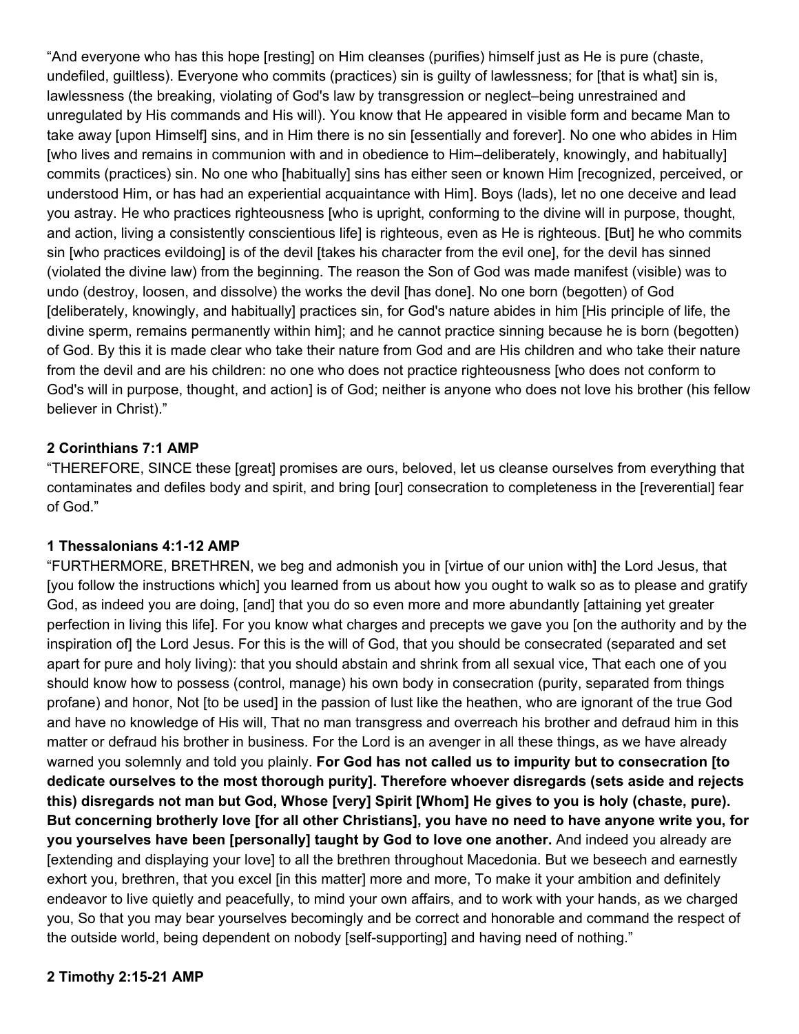"And everyone who has this hope [resting] on Him cleanses (purifies) himself just as He is pure (chaste, undefiled, guiltless). Everyone who commits (practices) sin is guilty of lawlessness; for [that is what] sin is, lawlessness (the breaking, violating of God's law by transgression or neglect–being unrestrained and unregulated by His commands and His will). You know that He appeared in visible form and became Man to take away [upon Himself] sins, and in Him there is no sin [essentially and forever]. No one who abides in Him [who lives and remains in communion with and in obedience to Him–deliberately, knowingly, and habitually] commits (practices) sin. No one who [habitually] sins has either seen or known Him [recognized, perceived, or understood Him, or has had an experiential acquaintance with Him]. Boys (lads), let no one deceive and lead you astray. He who practices righteousness [who is upright, conforming to the divine will in purpose, thought, and action, living a consistently conscientious life] is righteous, even as He is righteous. [But] he who commits sin [who practices evildoing] is of the devil [takes his character from the evil one], for the devil has sinned (violated the divine law) from the beginning. The reason the Son of God was made manifest (visible) was to undo (destroy, loosen, and dissolve) the works the devil [has done]. No one born (begotten) of God [deliberately, knowingly, and habitually] practices sin, for God's nature abides in him [His principle of life, the divine sperm, remains permanently within him]; and he cannot practice sinning because he is born (begotten) of God. By this it is made clear who take their nature from God and are His children and who take their nature from the devil and are his children: no one who does not practice righteousness [who does not conform to God's will in purpose, thought, and action] is of God; neither is anyone who does not love his brother (his fellow believer in Christ)."

**2 Corinthians 7:1 AMP**

"THEREFORE, SINCE these [great] promises are ours, beloved, let us cleanse ourselves from everything that contaminates and defiles body and spirit, and bring [our] consecration to completeness in the [reverential] fear of God."

**1 Thessalonians 4:1-12 AMP**

"FURTHERMORE, BRETHREN, we beg and admonish you in [virtue of our union with] the Lord Jesus, that [you follow the instructions which] you learned from us about how you ought to walk so as to please and gratify God, as indeed you are doing, [and] that you do so even more and more abundantly [attaining yet greater perfection in living this life]. For you know what charges and precepts we gave you [on the authority and by the inspiration of] the Lord Jesus. For this is the will of God, that you should be consecrated (separated and set apart for pure and holy living): that you should abstain and shrink from all sexual vice, That each one of you should know how to possess (control, manage) his own body in consecration (purity, separated from things profane) and honor, Not [to be used] in the passion of lust like the heathen, who are ignorant of the true God and have no knowledge of His will, That no man transgress and overreach his brother and defraud him in this matter or defraud his brother in business. For the Lord is an avenger in all these things, as we have already warned you solemnly and told you plainly. **For God has not called us to impurity but to consecration [to dedicate ourselves to the most thorough purity]. Therefore whoever disregards (sets aside and rejects this) disregards not man but God, Whose [very] Spirit [Whom] He gives to you is holy (chaste, pure). But concerning brotherly love [for all other Christians], you have no need to have anyone write you, for you yourselves have been [personally] taught by God to love one another.** And indeed you already are [extending and displaying your love] to all the brethren throughout Macedonia. But we beseech and earnestly exhort you, brethren, that you excel [in this matter] more and more, To make it your ambition and definitely endeavor to live quietly and peacefully, to mind your own affairs, and to work with your hands, as we charged you, So that you may bear yourselves becomingly and be correct and honorable and command the respect of the outside world, being dependent on nobody [self-supporting] and having need of nothing."

**2 Timothy 2:15-21 AMP**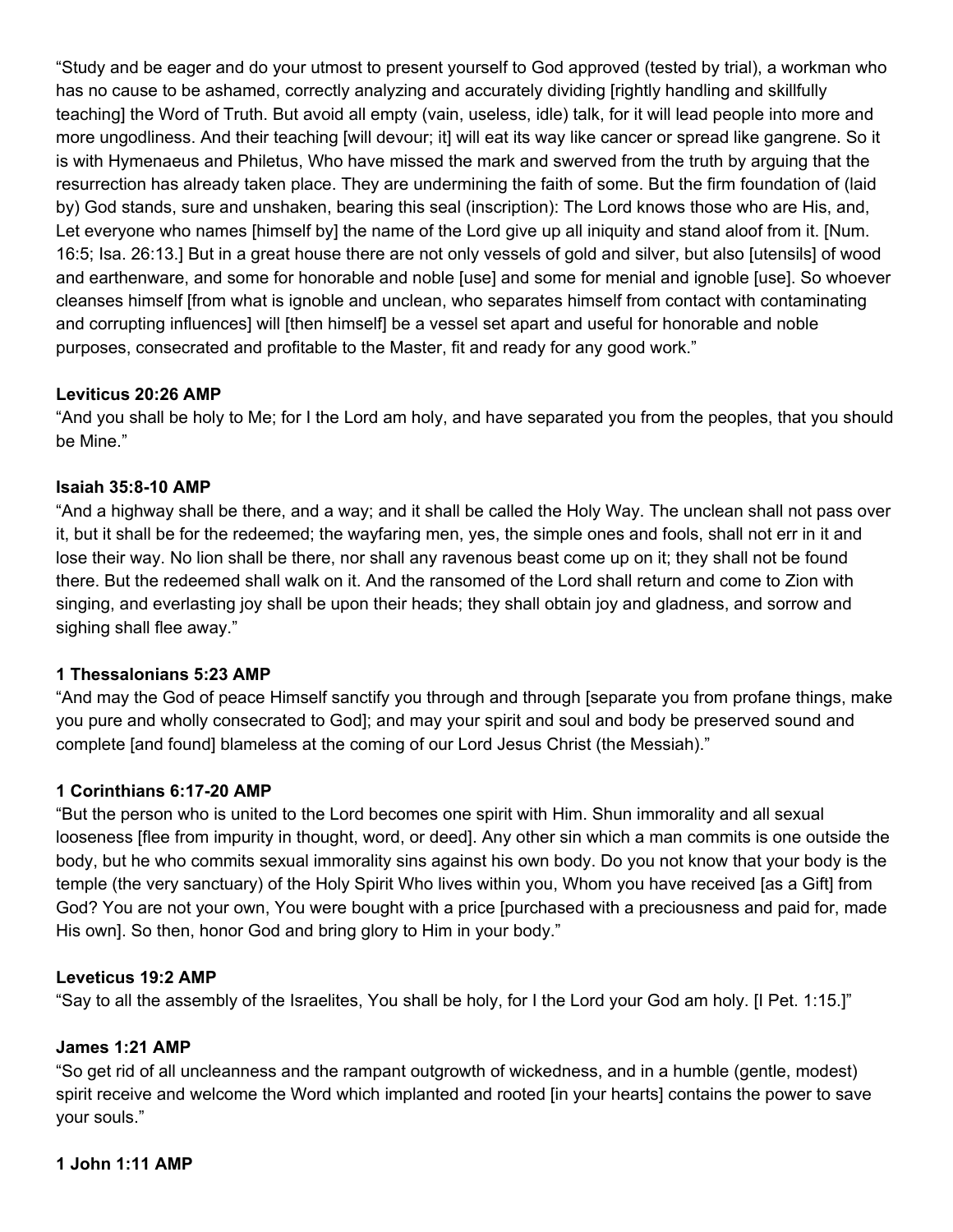“Study and be eager and do your utmost to present yourself to God approved (tested by trial), a workman who has no cause to be ashamed, correctly analyzing and accurately dividing [rightly handling and skillfully teaching] the Word of Truth. But avoid all empty (vain, useless, idle) talk, for it will lead people into more and more ungodliness. And their teaching [will devour; it] will eat its way like cancer or spread like gangrene. So it is with Hymenaeus and Philetus, Who have missed the mark and swerved from the truth by arguing that the resurrection has already taken place. They are undermining the faith of some. But the firm foundation of (laid by) God stands, sure and unshaken, bearing this seal (inscription): The Lord knows those who are His, and, Let everyone who names [himself by] the name of the Lord give up all iniquity and stand aloof from it. [Num. 16:5; Isa. 26:13.] But in a great house there are not only vessels of gold and silver, but also [utensils] of wood and earthenware, and some for honorable and noble [use] and some for menial and ignoble [use]. So whoever cleanses himself [from what is ignoble and unclean, who separates himself from contact with contaminating and corrupting influences] will [then himself] be a vessel set apart and useful for honorable and noble purposes, consecrated and profitable to the Master, fit and ready for any good work.”

**Leviticus 20:26 AMP**
“And you shall be holy to Me; for I the Lord am holy, and have separated you from the peoples, that you should be Mine.”

**Isaiah 35:8-10 AMP**
“And a highway shall be there, and a way; and it shall be called the Holy Way. The unclean shall not pass over it, but it shall be for the redeemed; the wayfaring men, yes, the simple ones and fools, shall not err in it and lose their way. No lion shall be there, nor shall any ravenous beast come up on it; they shall not be found there. But the redeemed shall walk on it. And the ransomed of the Lord shall return and come to Zion with singing, and everlasting joy shall be upon their heads; they shall obtain joy and gladness, and sorrow and sighing shall flee away.”

**1 Thessalonians 5:23 AMP**
“And may the God of peace Himself sanctify you through and through [separate you from profane things, make you pure and wholly consecrated to God]; and may your spirit and soul and body be preserved sound and complete [and found] blameless at the coming of our Lord Jesus Christ (the Messiah).”

**1 Corinthians 6:17-20 AMP**
“But the person who is united to the Lord becomes one spirit with Him. Shun immorality and all sexual looseness [flee from impurity in thought, word, or deed]. Any other sin which a man commits is one outside the body, but he who commits sexual immorality sins against his own body. Do you not know that your body is the temple (the very sanctuary) of the Holy Spirit Who lives within you, Whom you have received [as a Gift] from God? You are not your own, You were bought with a price [purchased with a preciousness and paid for, made His own]. So then, honor God and bring glory to Him in your body.”

**Leveticus 19:2 AMP**
“Say to all the assembly of the Israelites, You shall be holy, for I the Lord your God am holy. [I Pet. 1:15.]”

**James 1:21 AMP**
“So get rid of all uncleanness and the rampant outgrowth of wickedness, and in a humble (gentle, modest) spirit receive and welcome the Word which implanted and rooted [in your hearts] contains the power to save your souls.”

**1 John 1:11 AMP**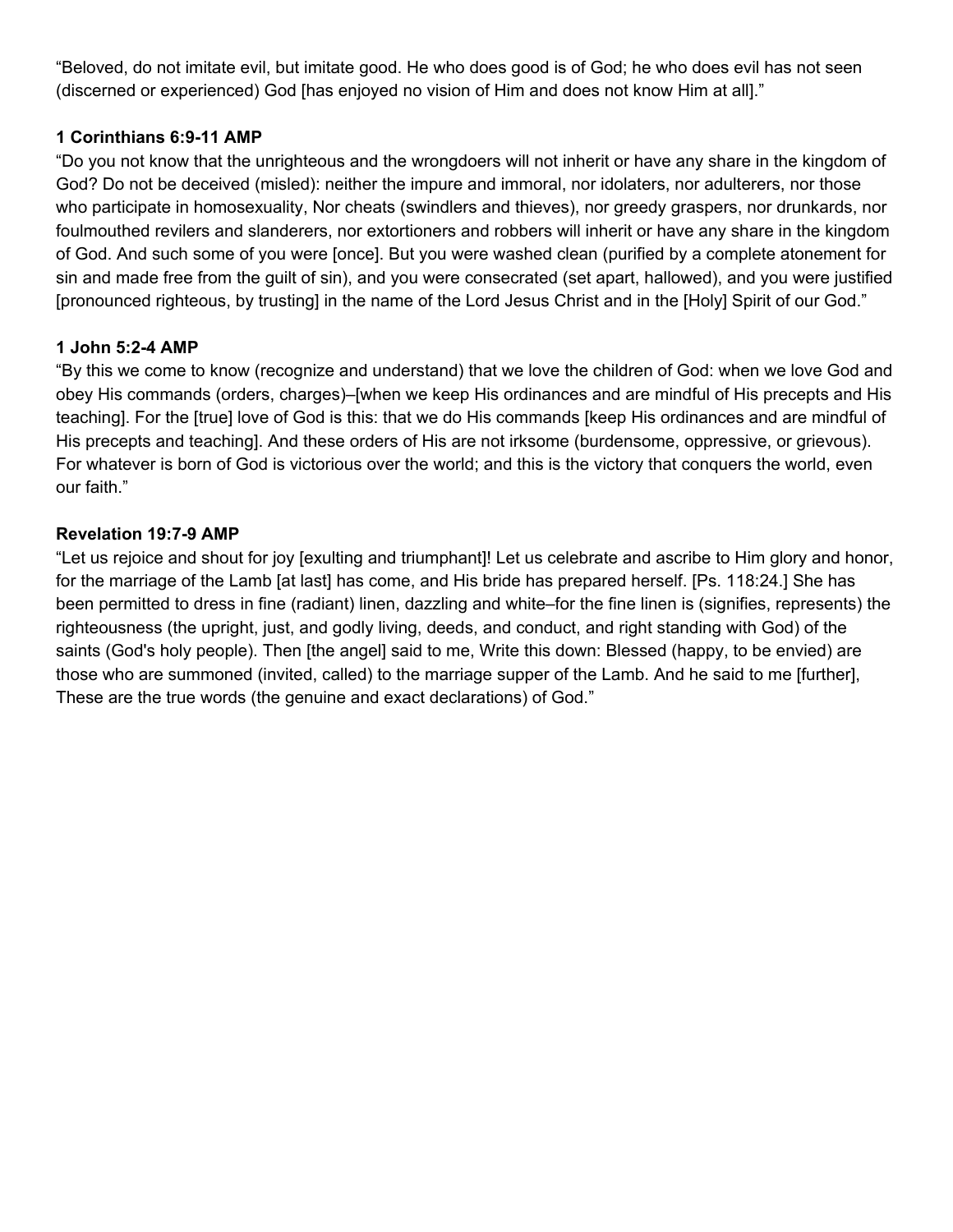"Beloved, do not imitate evil, but imitate good. He who does good is of God; he who does evil has not seen (discerned or experienced) God [has enjoyed no vision of Him and does not know Him at all]."

**1 Corinthians 6:9-11 AMP**
"Do you not know that the unrighteous and the wrongdoers will not inherit or have any share in the kingdom of God? Do not be deceived (misled): neither the impure and immoral, nor idolaters, nor adulterers, nor those who participate in homosexuality, Nor cheats (swindlers and thieves), nor greedy graspers, nor drunkards, nor foulmouthed revilers and slanderers, nor extortioners and robbers will inherit or have any share in the kingdom of God. And such some of you were [once]. But you were washed clean (purified by a complete atonement for sin and made free from the guilt of sin), and you were consecrated (set apart, hallowed), and you were justified [pronounced righteous, by trusting] in the name of the Lord Jesus Christ and in the [Holy] Spirit of our God."

**1 John 5:2-4 AMP**
"By this we come to know (recognize and understand) that we love the children of God: when we love God and obey His commands (orders, charges)–[when we keep His ordinances and are mindful of His precepts and His teaching]. For the [true] love of God is this: that we do His commands [keep His ordinances and are mindful of His precepts and teaching]. And these orders of His are not irksome (burdensome, oppressive, or grievous). For whatever is born of God is victorious over the world; and this is the victory that conquers the world, even our faith."

**Revelation 19:7-9 AMP**
"Let us rejoice and shout for joy [exulting and triumphant]! Let us celebrate and ascribe to Him glory and honor, for the marriage of the Lamb [at last] has come, and His bride has prepared herself. [Ps. 118:24.] She has been permitted to dress in fine (radiant) linen, dazzling and white–for the fine linen is (signifies, represents) the righteousness (the upright, just, and godly living, deeds, and conduct, and right standing with God) of the saints (God's holy people). Then [the angel] said to me, Write this down: Blessed (happy, to be envied) are those who are summoned (invited, called) to the marriage supper of the Lamb. And he said to me [further], These are the true words (the genuine and exact declarations) of God."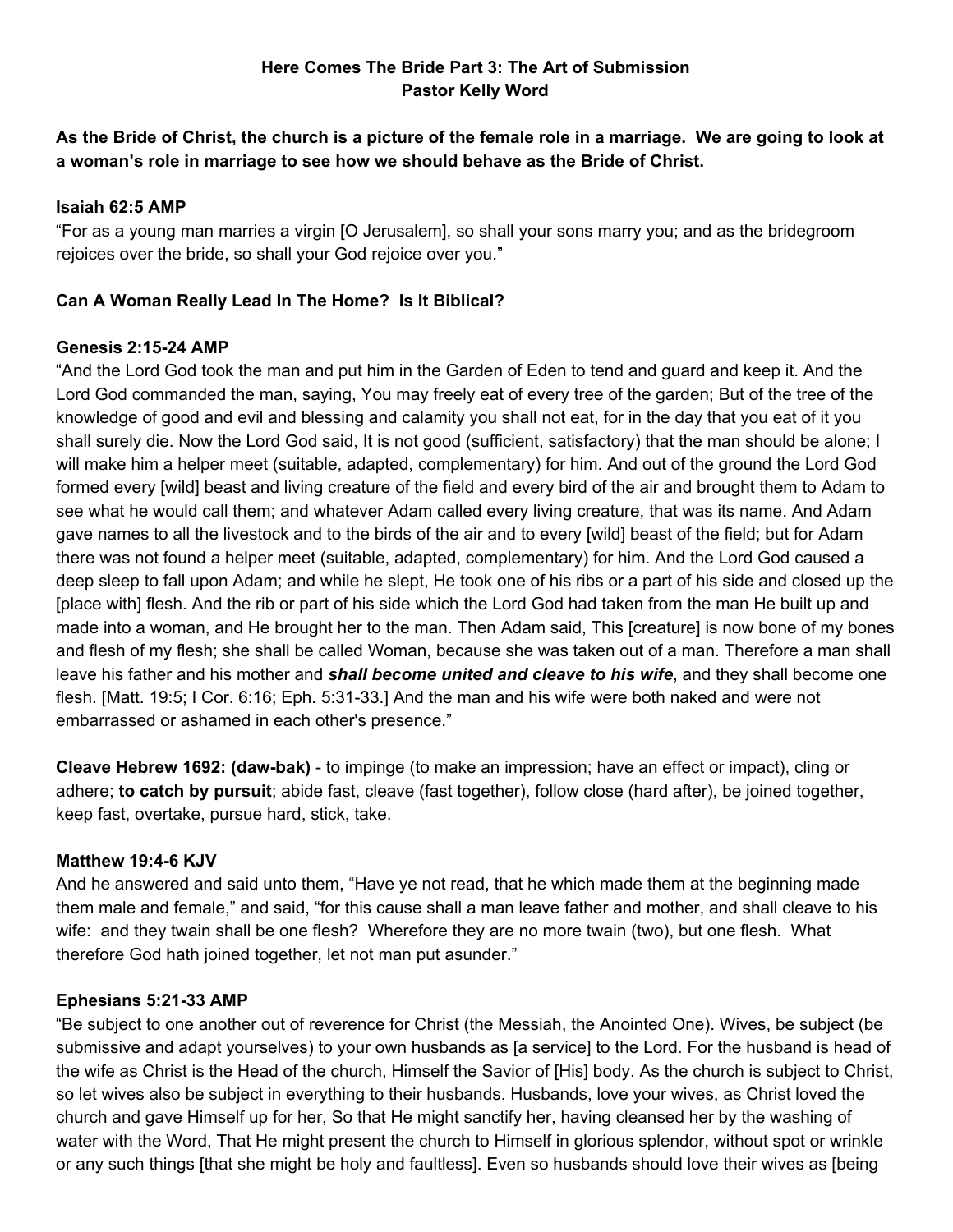**Here Comes The Bride Part 3: The Art of Submission**
**Pastor Kelly Word**

**As the Bride of Christ, the church is a picture of the female role in a marriage. We are going to look at a woman's role in marriage to see how we should behave as the Bride of Christ.**

**Isaiah 62:5 AMP**
"For as a young man marries a virgin [O Jerusalem], so shall your sons marry you; and as the bridegroom rejoices over the bride, so shall your God rejoice over you."

**Can A Woman Really Lead In The Home? Is It Biblical?**

**Genesis 2:15-24 AMP**
"And the Lord God took the man and put him in the Garden of Eden to tend and guard and keep it. And the Lord God commanded the man, saying, You may freely eat of every tree of the garden; But of the tree of the knowledge of good and evil and blessing and calamity you shall not eat, for in the day that you eat of it you shall surely die. Now the Lord God said, It is not good (sufficient, satisfactory) that the man should be alone; I will make him a helper meet (suitable, adapted, complementary) for him. And out of the ground the Lord God formed every [wild] beast and living creature of the field and every bird of the air and brought them to Adam to see what he would call them; and whatever Adam called every living creature, that was its name. And Adam gave names to all the livestock and to the birds of the air and to every [wild] beast of the field; but for Adam there was not found a helper meet (suitable, adapted, complementary) for him. And the Lord God caused a deep sleep to fall upon Adam; and while he slept, He took one of his ribs or a part of his side and closed up the [place with] flesh. And the rib or part of his side which the Lord God had taken from the man He built up and made into a woman, and He brought her to the man. Then Adam said, This [creature] is now bone of my bones and flesh of my flesh; she shall be called Woman, because she was taken out of a man. Therefore a man shall leave his father and his mother and ***shall become united and cleave to his wife***, and they shall become one flesh. [Matt. 19:5; I Cor. 6:16; Eph. 5:31-33.] And the man and his wife were both naked and were not embarrassed or ashamed in each other's presence."

**Cleave Hebrew 1692: (daw-bak)** - to impinge (to make an impression; have an effect or impact), cling or adhere; **to catch by pursuit**; abide fast, cleave (fast together), follow close (hard after), be joined together, keep fast, overtake, pursue hard, stick, take.

**Matthew 19:4-6 KJV**
And he answered and said unto them, "Have ye not read, that he which made them at the beginning made them male and female," and said, "for this cause shall a man leave father and mother, and shall cleave to his wife: and they twain shall be one flesh? Wherefore they are no more twain (two), but one flesh. What therefore God hath joined together, let not man put asunder."

**Ephesians 5:21-33 AMP**
"Be subject to one another out of reverence for Christ (the Messiah, the Anointed One). Wives, be subject (be submissive and adapt yourselves) to your own husbands as [a service] to the Lord. For the husband is head of the wife as Christ is the Head of the church, Himself the Savior of [His] body. As the church is subject to Christ, so let wives also be subject in everything to their husbands. Husbands, love your wives, as Christ loved the church and gave Himself up for her, So that He might sanctify her, having cleansed her by the washing of water with the Word, That He might present the church to Himself in glorious splendor, without spot or wrinkle or any such things [that she might be holy and faultless]. Even so husbands should love their wives as [being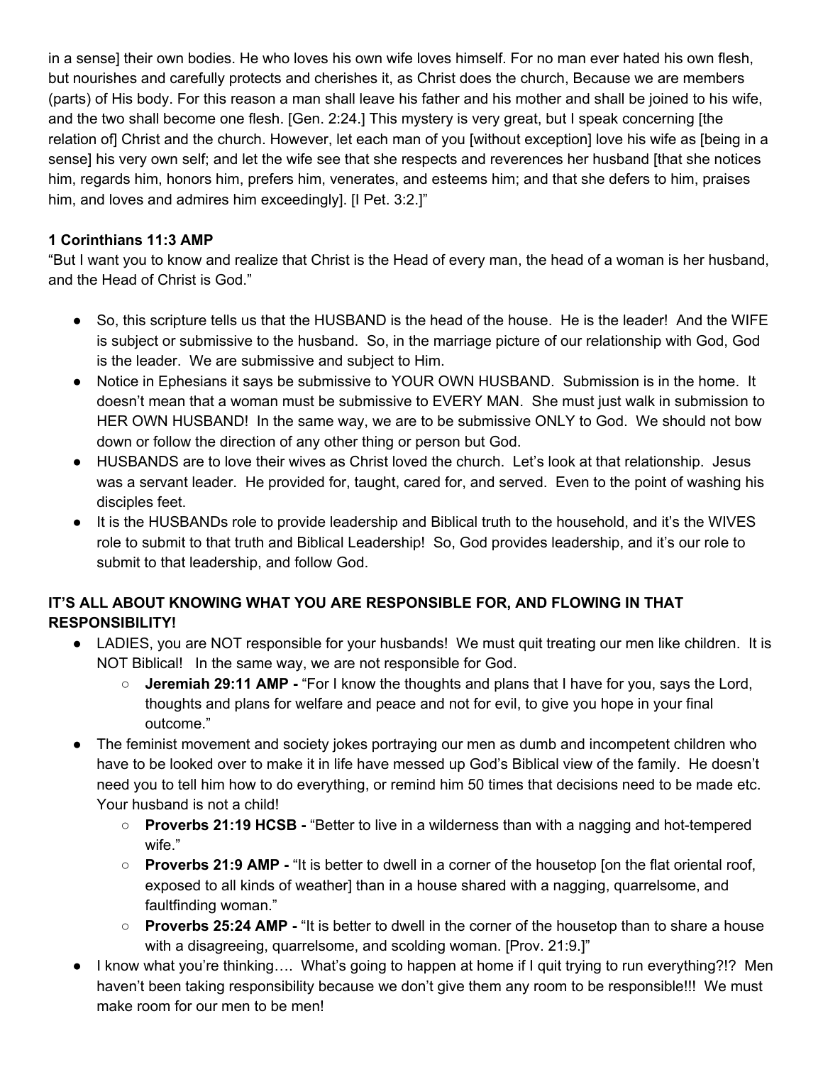in a sense] their own bodies. He who loves his own wife loves himself. For no man ever hated his own flesh, but nourishes and carefully protects and cherishes it, as Christ does the church, Because we are members (parts) of His body. For this reason a man shall leave his father and his mother and shall be joined to his wife, and the two shall become one flesh. [Gen. 2:24.] This mystery is very great, but I speak concerning [the relation of] Christ and the church. However, let each man of you [without exception] love his wife as [being in a sense] his very own self; and let the wife see that she respects and reverences her husband [that she notices him, regards him, honors him, prefers him, venerates, and esteems him; and that she defers to him, praises him, and loves and admires him exceedingly]. [I Pet. 3:2.]"

**1 Corinthians 11:3 AMP**
"But I want you to know and realize that Christ is the Head of every man, the head of a woman is her husband, and the Head of Christ is God."

- So, this scripture tells us that the HUSBAND is the head of the house. He is the leader! And the WIFE is subject or submissive to the husband. So, in the marriage picture of our relationship with God, God is the leader. We are submissive and subject to Him.
- Notice in Ephesians it says be submissive to YOUR OWN HUSBAND. Submission is in the home. It doesn't mean that a woman must be submissive to EVERY MAN. She must just walk in submission to HER OWN HUSBAND! In the same way, we are to be submissive ONLY to God. We should not bow down or follow the direction of any other thing or person but God.
- HUSBANDS are to love their wives as Christ loved the church. Let's look at that relationship. Jesus was a servant leader. He provided for, taught, cared for, and served. Even to the point of washing his disciples feet.
- It is the HUSBANDs role to provide leadership and Biblical truth to the household, and it's the WIVES role to submit to that truth and Biblical Leadership! So, God provides leadership, and it's our role to submit to that leadership, and follow God.

**IT'S ALL ABOUT KNOWING WHAT YOU ARE RESPONSIBLE FOR, AND FLOWING IN THAT RESPONSIBILITY!**

- LADIES, you are NOT responsible for your husbands! We must quit treating our men like children. It is NOT Biblical! In the same way, we are not responsible for God.
  - **Jeremiah 29:11 AMP -** "For I know the thoughts and plans that I have for you, says the Lord, thoughts and plans for welfare and peace and not for evil, to give you hope in your final outcome."
- The feminist movement and society jokes portraying our men as dumb and incompetent children who have to be looked over to make it in life have messed up God's Biblical view of the family. He doesn't need you to tell him how to do everything, or remind him 50 times that decisions need to be made etc. Your husband is not a child!
  - **Proverbs 21:19 HCSB -** "Better to live in a wilderness than with a nagging and hot-tempered wife."
  - **Proverbs 21:9 AMP -** "It is better to dwell in a corner of the housetop [on the flat oriental roof, exposed to all kinds of weather] than in a house shared with a nagging, quarrelsome, and faultfinding woman."
  - **Proverbs 25:24 AMP -** "It is better to dwell in the corner of the housetop than to share a house with a disagreeing, quarrelsome, and scolding woman. [Prov. 21:9.]"
- I know what you're thinking…. What's going to happen at home if I quit trying to run everything?!? Men haven't been taking responsibility because we don't give them any room to be responsible!!! We must make room for our men to be men!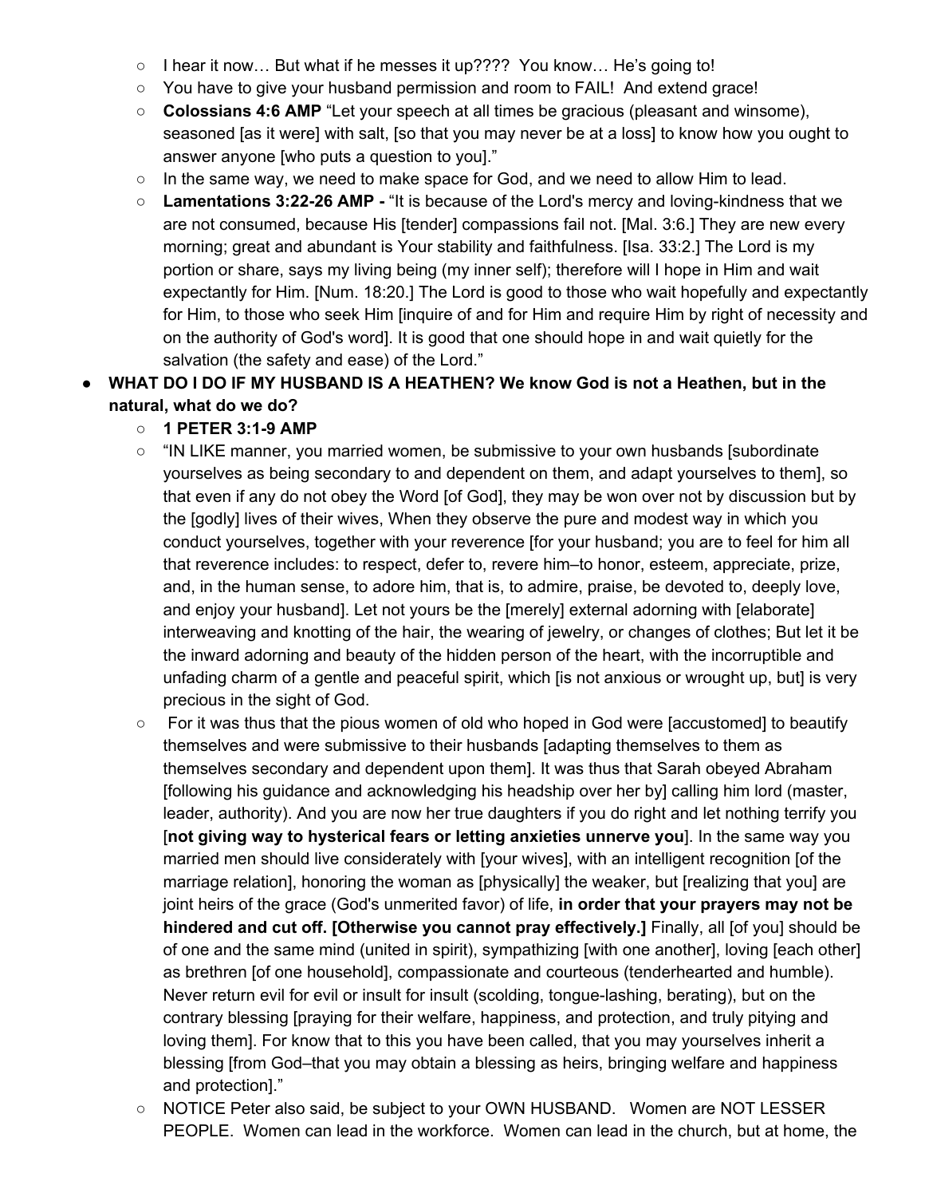- I hear it now… But what if he messes it up???? You know… He's going to!
- You have to give your husband permission and room to FAIL! And extend grace!
- **Colossians 4:6 AMP** "Let your speech at all times be gracious (pleasant and winsome), seasoned [as it were] with salt, [so that you may never be at a loss] to know how you ought to answer anyone [who puts a question to you]."
- In the same way, we need to make space for God, and we need to allow Him to lead.
- **Lamentations 3:22-26 AMP -** "It is because of the Lord's mercy and loving-kindness that we are not consumed, because His [tender] compassions fail not. [Mal. 3:6.] They are new every morning; great and abundant is Your stability and faithfulness. [Isa. 33:2.] The Lord is my portion or share, says my living being (my inner self); therefore will I hope in Him and wait expectantly for Him. [Num. 18:20.] The Lord is good to those who wait hopefully and expectantly for Him, to those who seek Him [inquire of and for Him and require Him by right of necessity and on the authority of God's word]. It is good that one should hope in and wait quietly for the salvation (the safety and ease) of the Lord."

- **WHAT DO I DO IF MY HUSBAND IS A HEATHEN? We know God is not a Heathen, but in the natural, what do we do?**
  - **1 PETER 3:1-9 AMP**
  - "IN LIKE manner, you married women, be submissive to your own husbands [subordinate yourselves as being secondary to and dependent on them, and adapt yourselves to them], so that even if any do not obey the Word [of God], they may be won over not by discussion but by the [godly] lives of their wives, When they observe the pure and modest way in which you conduct yourselves, together with your reverence [for your husband; you are to feel for him all that reverence includes: to respect, defer to, revere him–to honor, esteem, appreciate, prize, and, in the human sense, to adore him, that is, to admire, praise, be devoted to, deeply love, and enjoy your husband]. Let not yours be the [merely] external adorning with [elaborate] interweaving and knotting of the hair, the wearing of jewelry, or changes of clothes; But let it be the inward adorning and beauty of the hidden person of the heart, with the incorruptible and unfading charm of a gentle and peaceful spirit, which [is not anxious or wrought up, but] is very precious in the sight of God.
  - For it was thus that the pious women of old who hoped in God were [accustomed] to beautify themselves and were submissive to their husbands [adapting themselves to them as themselves secondary and dependent upon them]. It was thus that Sarah obeyed Abraham [following his guidance and acknowledging his headship over her by] calling him lord (master, leader, authority). And you are now her true daughters if you do right and let nothing terrify you [**not giving way to hysterical fears or letting anxieties unnerve you**]. In the same way you married men should live considerately with [your wives], with an intelligent recognition [of the marriage relation], honoring the woman as [physically] the weaker, but [realizing that you] are joint heirs of the grace (God's unmerited favor) of life, **in order that your prayers may not be hindered and cut off. [Otherwise you cannot pray effectively.]** Finally, all [of you] should be of one and the same mind (united in spirit), sympathizing [with one another], loving [each other] as brethren [of one household], compassionate and courteous (tenderhearted and humble). Never return evil for evil or insult for insult (scolding, tongue-lashing, berating), but on the contrary blessing [praying for their welfare, happiness, and protection, and truly pitying and loving them]. For know that to this you have been called, that you may yourselves inherit a blessing [from God–that you may obtain a blessing as heirs, bringing welfare and happiness and protection]."
  - NOTICE Peter also said, be subject to your OWN HUSBAND. Women are NOT LESSER PEOPLE. Women can lead in the workforce. Women can lead in the church, but at home, the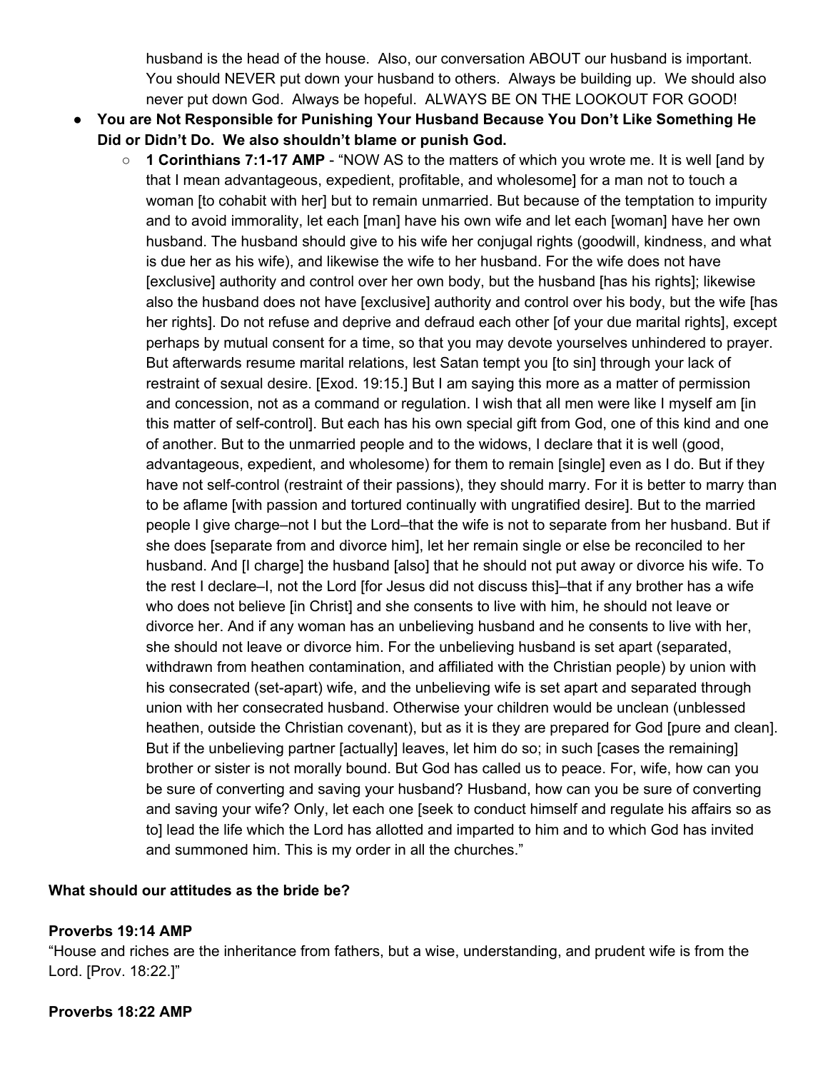husband is the head of the house. Also, our conversation ABOUT our husband is important. You should NEVER put down your husband to others. Always be building up. We should also never put down God. Always be hopeful. ALWAYS BE ON THE LOOKOUT FOR GOOD!

- **You are Not Responsible for Punishing Your Husband Because You Don't Like Something He Did or Didn't Do. We also shouldn't blame or punish God.**
    - **1 Corinthians 7:1-17 AMP** - "NOW AS to the matters of which you wrote me. It is well [and by that I mean advantageous, expedient, profitable, and wholesome] for a man not to touch a woman [to cohabit with her] but to remain unmarried. But because of the temptation to impurity and to avoid immorality, let each [man] have his own wife and let each [woman] have her own husband. The husband should give to his wife her conjugal rights (goodwill, kindness, and what is due her as his wife), and likewise the wife to her husband. For the wife does not have [exclusive] authority and control over her own body, but the husband [has his rights]; likewise also the husband does not have [exclusive] authority and control over his body, but the wife [has her rights]. Do not refuse and deprive and defraud each other [of your due marital rights], except perhaps by mutual consent for a time, so that you may devote yourselves unhindered to prayer. But afterwards resume marital relations, lest Satan tempt you [to sin] through your lack of restraint of sexual desire. [Exod. 19:15.] But I am saying this more as a matter of permission and concession, not as a command or regulation. I wish that all men were like I myself am [in this matter of self-control]. But each has his own special gift from God, one of this kind and one of another. But to the unmarried people and to the widows, I declare that it is well (good, advantageous, expedient, and wholesome) for them to remain [single] even as I do. But if they have not self-control (restraint of their passions), they should marry. For it is better to marry than to be aflame [with passion and tortured continually with ungratified desire]. But to the married people I give charge–not I but the Lord–that the wife is not to separate from her husband. But if she does [separate from and divorce him], let her remain single or else be reconciled to her husband. And [I charge] the husband [also] that he should not put away or divorce his wife. To the rest I declare–I, not the Lord [for Jesus did not discuss this]–that if any brother has a wife who does not believe [in Christ] and she consents to live with him, he should not leave or divorce her. And if any woman has an unbelieving husband and he consents to live with her, she should not leave or divorce him. For the unbelieving husband is set apart (separated, withdrawn from heathen contamination, and affiliated with the Christian people) by union with his consecrated (set-apart) wife, and the unbelieving wife is set apart and separated through union with her consecrated husband. Otherwise your children would be unclean (unblessed heathen, outside the Christian covenant), but as it is they are prepared for God [pure and clean]. But if the unbelieving partner [actually] leaves, let him do so; in such [cases the remaining] brother or sister is not morally bound. But God has called us to peace. For, wife, how can you be sure of converting and saving your husband? Husband, how can you be sure of converting and saving your wife? Only, let each one [seek to conduct himself and regulate his affairs so as to] lead the life which the Lord has allotted and imparted to him and to which God has invited and summoned him. This is my order in all the churches."

**What should our attitudes as the bride be?**

**Proverbs 19:14 AMP**

"House and riches are the inheritance from fathers, but a wise, understanding, and prudent wife is from the Lord. [Prov. 18:22.]"

**Proverbs 18:22 AMP**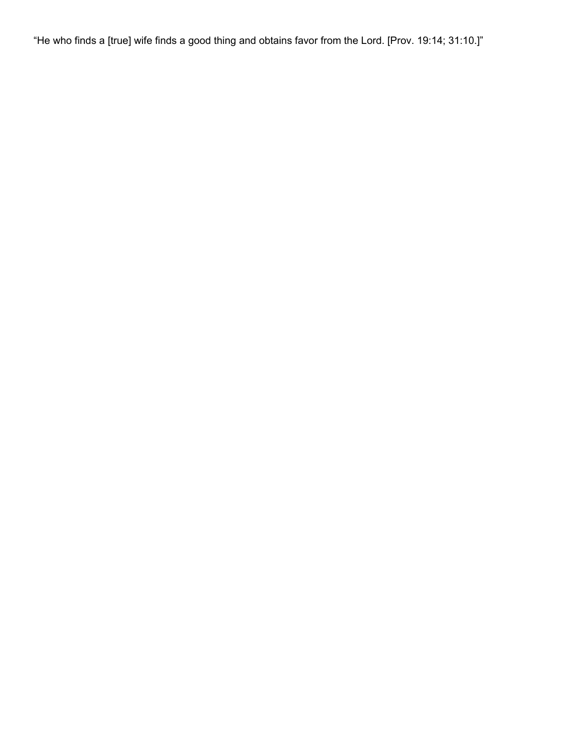“He who finds a [true] wife finds a good thing and obtains favor from the Lord. [Prov. 19:14; 31:10.]”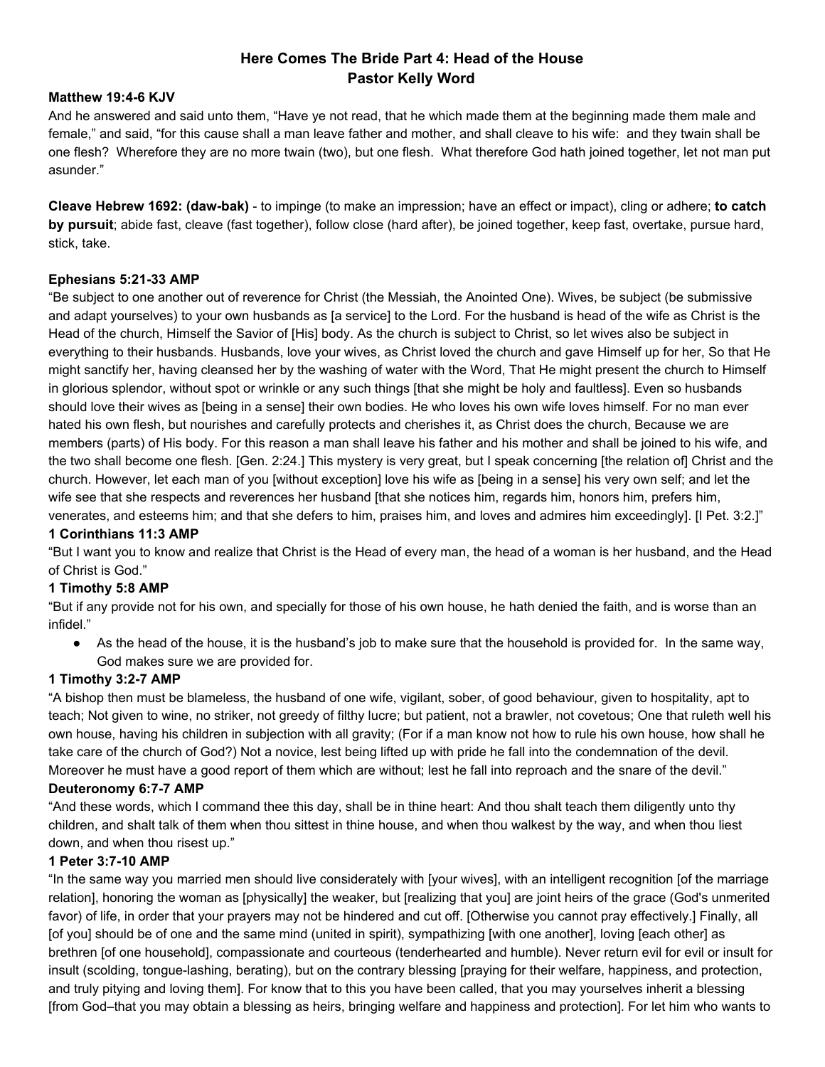# Here Comes The Bride Part 4: Head of the House
# Pastor Kelly Word

**Matthew 19:4-6 KJV**

And he answered and said unto them, “Have ye not read, that he which made them at the beginning made them male and female,” and said, “for this cause shall a man leave father and mother, and shall cleave to his wife: and they twain shall be one flesh? Wherefore they are no more twain (two), but one flesh. What therefore God hath joined together, let not man put asunder.”

**Cleave Hebrew 1692: (daw-bak)** - to impinge (to make an impression; have an effect or impact), cling or adhere; **to catch by pursuit**; abide fast, cleave (fast together), follow close (hard after), be joined together, keep fast, overtake, pursue hard, stick, take.

**Ephesians 5:21-33 AMP**

“Be subject to one another out of reverence for Christ (the Messiah, the Anointed One). Wives, be subject (be submissive and adapt yourselves) to your own husbands as [a service] to the Lord. For the husband is head of the wife as Christ is the Head of the church, Himself the Savior of [His] body. As the church is subject to Christ, so let wives also be subject in everything to their husbands. Husbands, love your wives, as Christ loved the church and gave Himself up for her, So that He might sanctify her, having cleansed her by the washing of water with the Word, That He might present the church to Himself in glorious splendor, without spot or wrinkle or any such things [that she might be holy and faultless]. Even so husbands should love their wives as [being in a sense] their own bodies. He who loves his own wife loves himself. For no man ever hated his own flesh, but nourishes and carefully protects and cherishes it, as Christ does the church, Because we are members (parts) of His body. For this reason a man shall leave his father and his mother and shall be joined to his wife, and the two shall become one flesh. [Gen. 2:24.] This mystery is very great, but I speak concerning [the relation of] Christ and the church. However, let each man of you [without exception] love his wife as [being in a sense] his very own self; and let the wife see that she respects and reverences her husband [that she notices him, regards him, honors him, prefers him, venerates, and esteems him; and that she defers to him, praises him, and loves and admires him exceedingly]. [I Pet. 3:2.]”

**1 Corinthians 11:3 AMP**

“But I want you to know and realize that Christ is the Head of every man, the head of a woman is her husband, and the Head of Christ is God.”

**1 Timothy 5:8 AMP**

“But if any provide not for his own, and specially for those of his own house, he hath denied the faith, and is worse than an infidel.”

- As the head of the house, it is the husband’s job to make sure that the household is provided for. In the same way, God makes sure we are provided for.

**1 Timothy 3:2-7 AMP**

“A bishop then must be blameless, the husband of one wife, vigilant, sober, of good behaviour, given to hospitality, apt to teach; Not given to wine, no striker, not greedy of filthy lucre; but patient, not a brawler, not covetous; One that ruleth well his own house, having his children in subjection with all gravity; (For if a man know not how to rule his own house, how shall he take care of the church of God?) Not a novice, lest being lifted up with pride he fall into the condemnation of the devil. Moreover he must have a good report of them which are without; lest he fall into reproach and the snare of the devil.”

**Deuteronomy 6:7-7 AMP**

“And these words, which I command thee this day, shall be in thine heart: And thou shalt teach them diligently unto thy children, and shalt talk of them when thou sittest in thine house, and when thou walkest by the way, and when thou liest down, and when thou risest up.”

**1 Peter 3:7-10 AMP**

“In the same way you married men should live considerately with [your wives], with an intelligent recognition [of the marriage relation], honoring the woman as [physically] the weaker, but [realizing that you] are joint heirs of the grace (God's unmerited favor) of life, in order that your prayers may not be hindered and cut off. [Otherwise you cannot pray effectively.] Finally, all [of you] should be of one and the same mind (united in spirit), sympathizing [with one another], loving [each other] as brethren [of one household], compassionate and courteous (tenderhearted and humble). Never return evil for evil or insult for insult (scolding, tongue-lashing, berating), but on the contrary blessing [praying for their welfare, happiness, and protection, and truly pitying and loving them]. For know that to this you have been called, that you may yourselves inherit a blessing [from God–that you may obtain a blessing as heirs, bringing welfare and happiness and protection]. For let him who wants to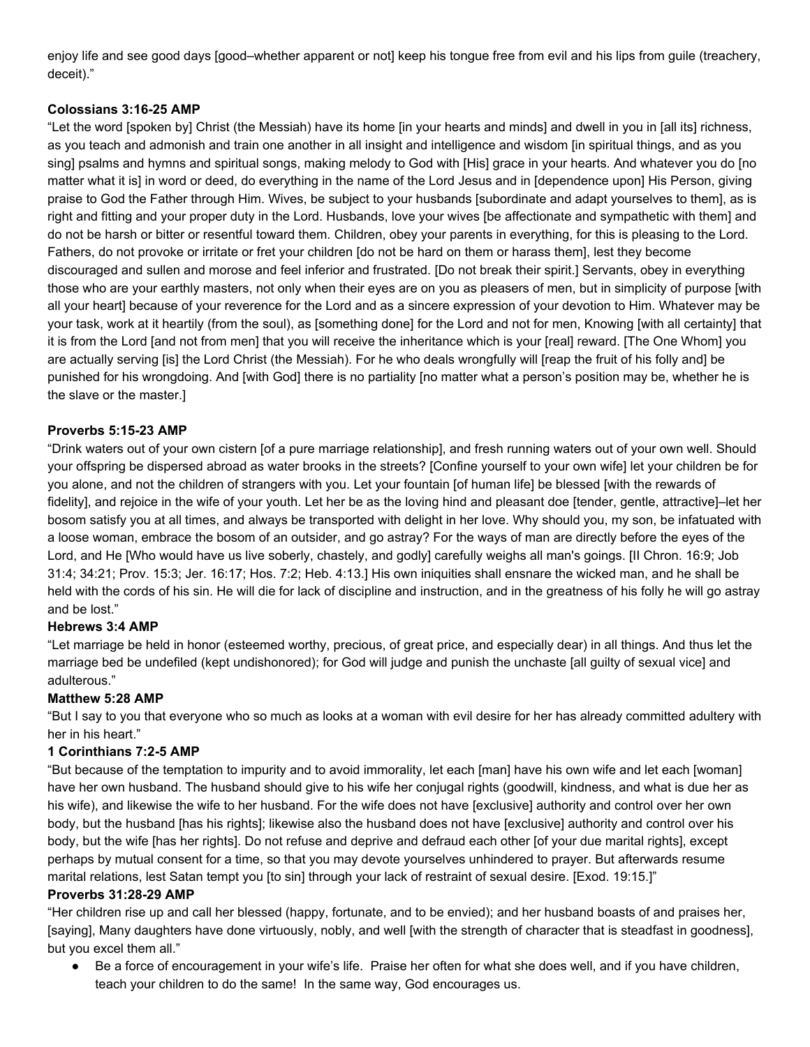enjoy life and see good days [good–whether apparent or not] keep his tongue free from evil and his lips from guile (treachery, deceit)."

**Colossians 3:16-25 AMP**

"Let the word [spoken by] Christ (the Messiah) have its home [in your hearts and minds] and dwell in you in [all its] richness, as you teach and admonish and train one another in all insight and intelligence and wisdom [in spiritual things, and as you sing] psalms and hymns and spiritual songs, making melody to God with [His] grace in your hearts. And whatever you do [no matter what it is] in word or deed, do everything in the name of the Lord Jesus and in [dependence upon] His Person, giving praise to God the Father through Him. Wives, be subject to your husbands [subordinate and adapt yourselves to them], as is right and fitting and your proper duty in the Lord. Husbands, love your wives [be affectionate and sympathetic with them] and do not be harsh or bitter or resentful toward them. Children, obey your parents in everything, for this is pleasing to the Lord. Fathers, do not provoke or irritate or fret your children [do not be hard on them or harass them], lest they become discouraged and sullen and morose and feel inferior and frustrated. [Do not break their spirit.] Servants, obey in everything those who are your earthly masters, not only when their eyes are on you as pleasers of men, but in simplicity of purpose [with all your heart] because of your reverence for the Lord and as a sincere expression of your devotion to Him. Whatever may be your task, work at it heartily (from the soul), as [something done] for the Lord and not for men, Knowing [with all certainty] that it is from the Lord [and not from men] that you will receive the inheritance which is your [real] reward. [The One Whom] you are actually serving [is] the Lord Christ (the Messiah). For he who deals wrongfully will [reap the fruit of his folly and] be punished for his wrongdoing. And [with God] there is no partiality [no matter what a person's position may be, whether he is the slave or the master.]

**Proverbs 5:15-23 AMP**

"Drink waters out of your own cistern [of a pure marriage relationship], and fresh running waters out of your own well. Should your offspring be dispersed abroad as water brooks in the streets? [Confine yourself to your own wife] let your children be for you alone, and not the children of strangers with you. Let your fountain [of human life] be blessed [with the rewards of fidelity], and rejoice in the wife of your youth. Let her be as the loving hind and pleasant doe [tender, gentle, attractive]–let her bosom satisfy you at all times, and always be transported with delight in her love. Why should you, my son, be infatuated with a loose woman, embrace the bosom of an outsider, and go astray? For the ways of man are directly before the eyes of the Lord, and He [Who would have us live soberly, chastely, and godly] carefully weighs all man's goings. [II Chron. 16:9; Job 31:4; 34:21; Prov. 15:3; Jer. 16:17; Hos. 7:2; Heb. 4:13.] His own iniquities shall ensnare the wicked man, and he shall be held with the cords of his sin. He will die for lack of discipline and instruction, and in the greatness of his folly he will go astray and be lost."

**Hebrews 3:4 AMP**

"Let marriage be held in honor (esteemed worthy, precious, of great price, and especially dear) in all things. And thus let the marriage bed be undefiled (kept undishonored); for God will judge and punish the unchaste [all guilty of sexual vice] and adulterous."

**Matthew 5:28 AMP**

"But I say to you that everyone who so much as looks at a woman with evil desire for her has already committed adultery with her in his heart."

**1 Corinthians 7:2-5 AMP**

"But because of the temptation to impurity and to avoid immorality, let each [man] have his own wife and let each [woman] have her own husband. The husband should give to his wife her conjugal rights (goodwill, kindness, and what is due her as his wife), and likewise the wife to her husband. For the wife does not have [exclusive] authority and control over her own body, but the husband [has his rights]; likewise also the husband does not have [exclusive] authority and control over his body, but the wife [has her rights]. Do not refuse and deprive and defraud each other [of your due marital rights], except perhaps by mutual consent for a time, so that you may devote yourselves unhindered to prayer. But afterwards resume marital relations, lest Satan tempt you [to sin] through your lack of restraint of sexual desire. [Exod. 19:15.]"

**Proverbs 31:28-29 AMP**

"Her children rise up and call her blessed (happy, fortunate, and to be envied); and her husband boasts of and praises her, [saying], Many daughters have done virtuously, nobly, and well [with the strength of character that is steadfast in goodness], but you excel them all."

- Be a force of encouragement in your wife's life. Praise her often for what she does well, and if you have children, teach your children to do the same! In the same way, God encourages us.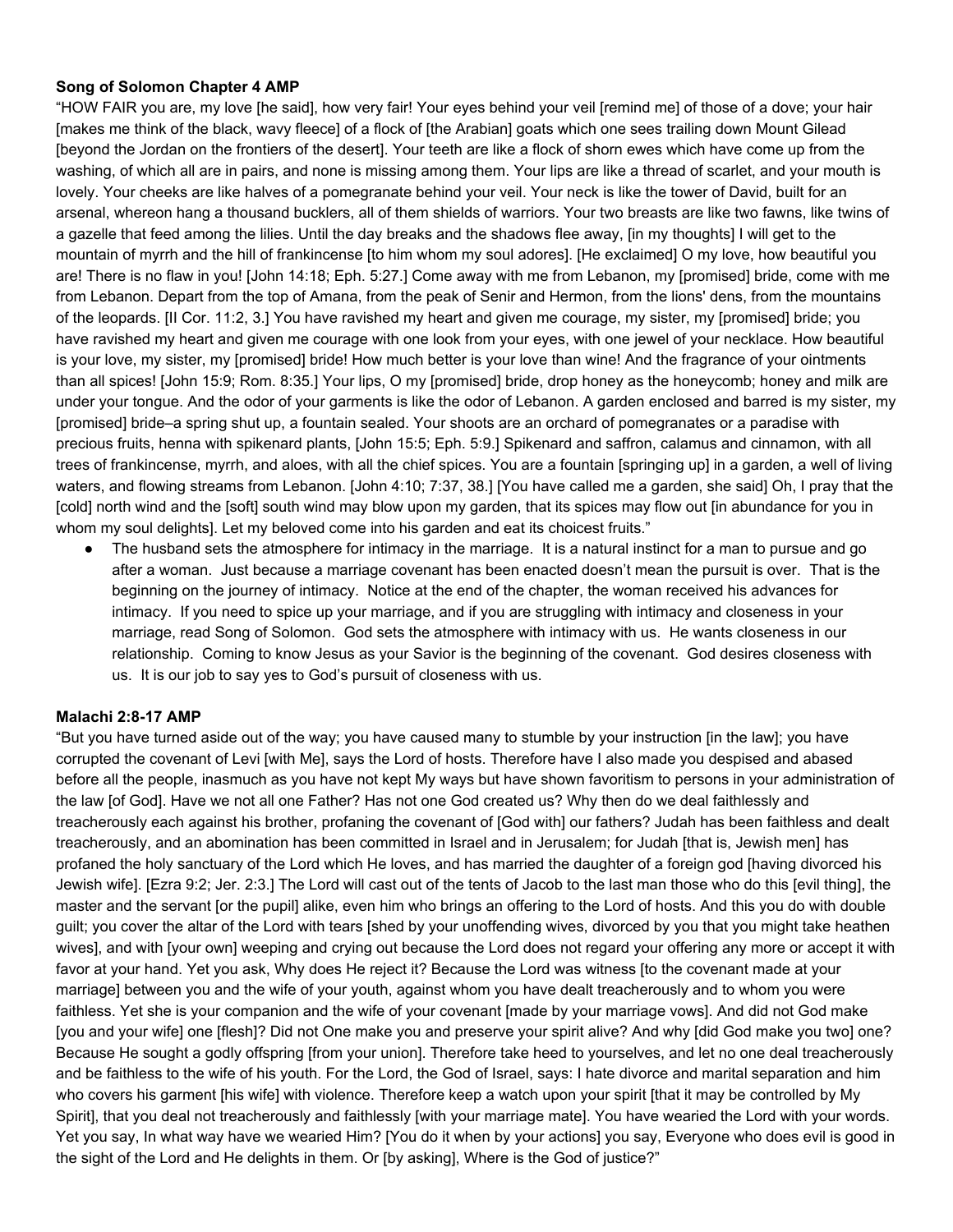**Song of Solomon Chapter 4 AMP**

"HOW FAIR you are, my love [he said], how very fair! Your eyes behind your veil [remind me] of those of a dove; your hair [makes me think of the black, wavy fleece] of a flock of [the Arabian] goats which one sees trailing down Mount Gilead [beyond the Jordan on the frontiers of the desert]. Your teeth are like a flock of shorn ewes which have come up from the washing, of which all are in pairs, and none is missing among them. Your lips are like a thread of scarlet, and your mouth is lovely. Your cheeks are like halves of a pomegranate behind your veil. Your neck is like the tower of David, built for an arsenal, whereon hang a thousand bucklers, all of them shields of warriors. Your two breasts are like two fawns, like twins of a gazelle that feed among the lilies. Until the day breaks and the shadows flee away, [in my thoughts] I will get to the mountain of myrrh and the hill of frankincense [to him whom my soul adores]. [He exclaimed] O my love, how beautiful you are! There is no flaw in you! [John 14:18; Eph. 5:27.] Come away with me from Lebanon, my [promised] bride, come with me from Lebanon. Depart from the top of Amana, from the peak of Senir and Hermon, from the lions' dens, from the mountains of the leopards. [II Cor. 11:2, 3.] You have ravished my heart and given me courage, my sister, my [promised] bride; you have ravished my heart and given me courage with one look from your eyes, with one jewel of your necklace. How beautiful is your love, my sister, my [promised] bride! How much better is your love than wine! And the fragrance of your ointments than all spices! [John 15:9; Rom. 8:35.] Your lips, O my [promised] bride, drop honey as the honeycomb; honey and milk are under your tongue. And the odor of your garments is like the odor of Lebanon. A garden enclosed and barred is my sister, my [promised] bride–a spring shut up, a fountain sealed. Your shoots are an orchard of pomegranates or a paradise with precious fruits, henna with spikenard plants, [John 15:5; Eph. 5:9.] Spikenard and saffron, calamus and cinnamon, with all trees of frankincense, myrrh, and aloes, with all the chief spices. You are a fountain [springing up] in a garden, a well of living waters, and flowing streams from Lebanon. [John 4:10; 7:37, 38.] [You have called me a garden, she said] Oh, I pray that the [cold] north wind and the [soft] south wind may blow upon my garden, that its spices may flow out [in abundance for you in whom my soul delights]. Let my beloved come into his garden and eat its choicest fruits."

- The husband sets the atmosphere for intimacy in the marriage. It is a natural instinct for a man to pursue and go after a woman. Just because a marriage covenant has been enacted doesn't mean the pursuit is over. That is the beginning on the journey of intimacy. Notice at the end of the chapter, the woman received his advances for intimacy. If you need to spice up your marriage, and if you are struggling with intimacy and closeness in your marriage, read Song of Solomon. God sets the atmosphere with intimacy with us. He wants closeness in our relationship. Coming to know Jesus as your Savior is the beginning of the covenant. God desires closeness with us. It is our job to say yes to God's pursuit of closeness with us.

**Malachi 2:8-17 AMP**

"But you have turned aside out of the way; you have caused many to stumble by your instruction [in the law]; you have corrupted the covenant of Levi [with Me], says the Lord of hosts. Therefore have I also made you despised and abased before all the people, inasmuch as you have not kept My ways but have shown favoritism to persons in your administration of the law [of God]. Have we not all one Father? Has not one God created us? Why then do we deal faithlessly and treacherously each against his brother, profaning the covenant of [God with] our fathers? Judah has been faithless and dealt treacherously, and an abomination has been committed in Israel and in Jerusalem; for Judah [that is, Jewish men] has profaned the holy sanctuary of the Lord which He loves, and has married the daughter of a foreign god [having divorced his Jewish wife]. [Ezra 9:2; Jer. 2:3.] The Lord will cast out of the tents of Jacob to the last man those who do this [evil thing], the master and the servant [or the pupil] alike, even him who brings an offering to the Lord of hosts. And this you do with double guilt; you cover the altar of the Lord with tears [shed by your unoffending wives, divorced by you that you might take heathen wives], and with [your own] weeping and crying out because the Lord does not regard your offering any more or accept it with favor at your hand. Yet you ask, Why does He reject it? Because the Lord was witness [to the covenant made at your marriage] between you and the wife of your youth, against whom you have dealt treacherously and to whom you were faithless. Yet she is your companion and the wife of your covenant [made by your marriage vows]. And did not God make [you and your wife] one [flesh]? Did not One make you and preserve your spirit alive? And why [did God make you two] one? Because He sought a godly offspring [from your union]. Therefore take heed to yourselves, and let no one deal treacherously and be faithless to the wife of his youth. For the Lord, the God of Israel, says: I hate divorce and marital separation and him who covers his garment [his wife] with violence. Therefore keep a watch upon your spirit [that it may be controlled by My Spirit], that you deal not treacherously and faithlessly [with your marriage mate]. You have wearied the Lord with your words. Yet you say, In what way have we wearied Him? [You do it when by your actions] you say, Everyone who does evil is good in the sight of the Lord and He delights in them. Or [by asking], Where is the God of justice?"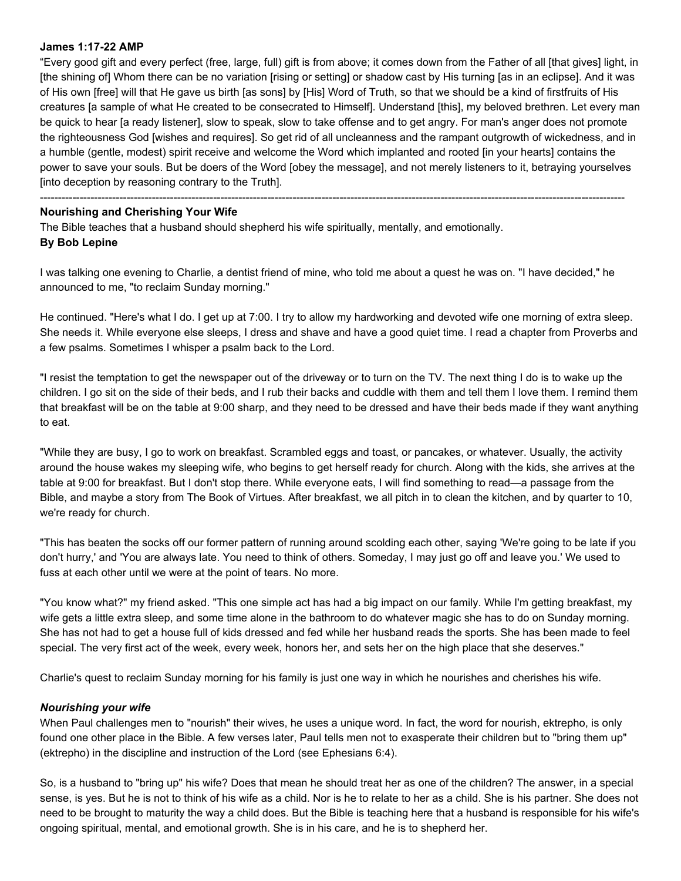**James 1:17-22 AMP**

“Every good gift and every perfect (free, large, full) gift is from above; it comes down from the Father of all [that gives] light, in [the shining of] Whom there can be no variation [rising or setting] or shadow cast by His turning [as in an eclipse]. And it was of His own [free] will that He gave us birth [as sons] by [His] Word of Truth, so that we should be a kind of firstfruits of His creatures [a sample of what He created to be consecrated to Himself]. Understand [this], my beloved brethren. Let every man be quick to hear [a ready listener], slow to speak, slow to take offense and to get angry. For man's anger does not promote the righteousness God [wishes and requires]. So get rid of all uncleanness and the rampant outgrowth of wickedness, and in a humble (gentle, modest) spirit receive and welcome the Word which implanted and rooted [in your hearts] contains the power to save your souls. But be doers of the Word [obey the message], and not merely listeners to it, betraying yourselves [into deception by reasoning contrary to the Truth].

---

**Nourishing and Cherishing Your Wife**

The Bible teaches that a husband should shepherd his wife spiritually, mentally, and emotionally.

**By Bob Lepine**

I was talking one evening to Charlie, a dentist friend of mine, who told me about a quest he was on. "I have decided," he announced to me, "to reclaim Sunday morning."

He continued. "Here's what I do. I get up at 7:00. I try to allow my hardworking and devoted wife one morning of extra sleep. She needs it. While everyone else sleeps, I dress and shave and have a good quiet time. I read a chapter from Proverbs and a few psalms. Sometimes I whisper a psalm back to the Lord.

"I resist the temptation to get the newspaper out of the driveway or to turn on the TV. The next thing I do is to wake up the children. I go sit on the side of their beds, and I rub their backs and cuddle with them and tell them I love them. I remind them that breakfast will be on the table at 9:00 sharp, and they need to be dressed and have their beds made if they want anything to eat.

"While they are busy, I go to work on breakfast. Scrambled eggs and toast, or pancakes, or whatever. Usually, the activity around the house wakes my sleeping wife, who begins to get herself ready for church. Along with the kids, she arrives at the table at 9:00 for breakfast. But I don't stop there. While everyone eats, I will find something to read—a passage from the Bible, and maybe a story from The Book of Virtues. After breakfast, we all pitch in to clean the kitchen, and by quarter to 10, we're ready for church.

"This has beaten the socks off our former pattern of running around scolding each other, saying 'We're going to be late if you don't hurry,' and 'You are always late. You need to think of others. Someday, I may just go off and leave you.' We used to fuss at each other until we were at the point of tears. No more.

"You know what?" my friend asked. "This one simple act has had a big impact on our family. While I'm getting breakfast, my wife gets a little extra sleep, and some time alone in the bathroom to do whatever magic she has to do on Sunday morning. She has not had to get a house full of kids dressed and fed while her husband reads the sports. She has been made to feel special. The very first act of the week, every week, honors her, and sets her on the high place that she deserves."

Charlie's quest to reclaim Sunday morning for his family is just one way in which he nourishes and cherishes his wife.

***Nourishing your wife***

When Paul challenges men to "nourish" their wives, he uses a unique word. In fact, the word for nourish, ektrepho, is only found one other place in the Bible. A few verses later, Paul tells men not to exasperate their children but to "bring them up" (ektrepho) in the discipline and instruction of the Lord (see Ephesians 6:4).

So, is a husband to "bring up" his wife? Does that mean he should treat her as one of the children? The answer, in a special sense, is yes. But he is not to think of his wife as a child. Nor is he to relate to her as a child. She is his partner. She does not need to be brought to maturity the way a child does. But the Bible is teaching here that a husband is responsible for his wife's ongoing spiritual, mental, and emotional growth. She is in his care, and he is to shepherd her.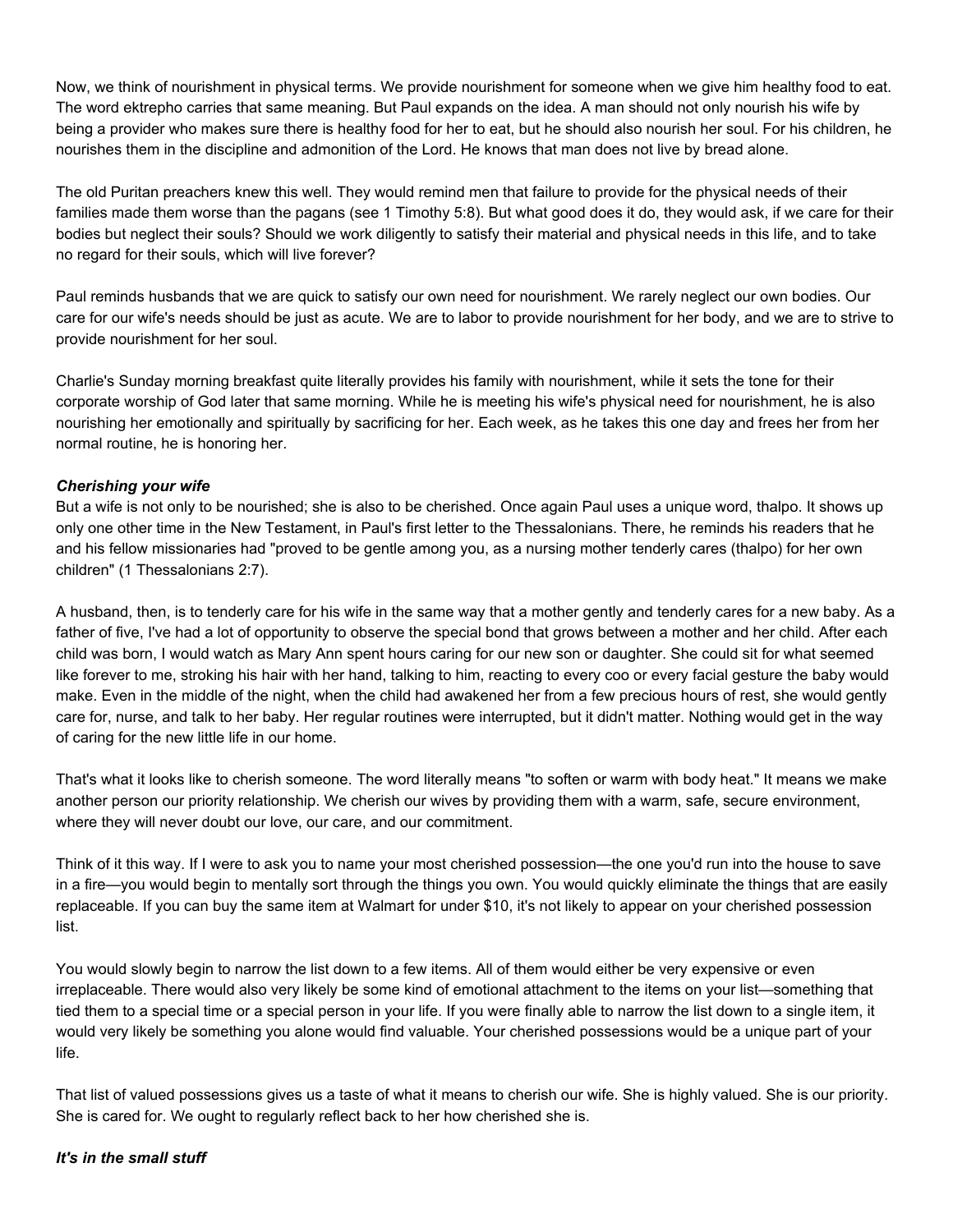Now, we think of nourishment in physical terms. We provide nourishment for someone when we give him healthy food to eat. The word ektrepho carries that same meaning. But Paul expands on the idea. A man should not only nourish his wife by being a provider who makes sure there is healthy food for her to eat, but he should also nourish her soul. For his children, he nourishes them in the discipline and admonition of the Lord. He knows that man does not live by bread alone.

The old Puritan preachers knew this well. They would remind men that failure to provide for the physical needs of their families made them worse than the pagans (see 1 Timothy 5:8). But what good does it do, they would ask, if we care for their bodies but neglect their souls? Should we work diligently to satisfy their material and physical needs in this life, and to take no regard for their souls, which will live forever?

Paul reminds husbands that we are quick to satisfy our own need for nourishment. We rarely neglect our own bodies. Our care for our wife's needs should be just as acute. We are to labor to provide nourishment for her body, and we are to strive to provide nourishment for her soul.

Charlie's Sunday morning breakfast quite literally provides his family with nourishment, while it sets the tone for their corporate worship of God later that same morning. While he is meeting his wife's physical need for nourishment, he is also nourishing her emotionally and spiritually by sacrificing for her. Each week, as he takes this one day and frees her from her normal routine, he is honoring her.

### *Cherishing your wife*

But a wife is not only to be nourished; she is also to be cherished. Once again Paul uses a unique word, thalpo. It shows up only one other time in the New Testament, in Paul's first letter to the Thessalonians. There, he reminds his readers that he and his fellow missionaries had "proved to be gentle among you, as a nursing mother tenderly cares (thalpo) for her own children" (1 Thessalonians 2:7).

A husband, then, is to tenderly care for his wife in the same way that a mother gently and tenderly cares for a new baby. As a father of five, I've had a lot of opportunity to observe the special bond that grows between a mother and her child. After each child was born, I would watch as Mary Ann spent hours caring for our new son or daughter. She could sit for what seemed like forever to me, stroking his hair with her hand, talking to him, reacting to every coo or every facial gesture the baby would make. Even in the middle of the night, when the child had awakened her from a few precious hours of rest, she would gently care for, nurse, and talk to her baby. Her regular routines were interrupted, but it didn't matter. Nothing would get in the way of caring for the new little life in our home.

That's what it looks like to cherish someone. The word literally means "to soften or warm with body heat." It means we make another person our priority relationship. We cherish our wives by providing them with a warm, safe, secure environment, where they will never doubt our love, our care, and our commitment.

Think of it this way. If I were to ask you to name your most cherished possession—the one you'd run into the house to save in a fire—you would begin to mentally sort through the things you own. You would quickly eliminate the things that are easily replaceable. If you can buy the same item at Walmart for under $10, it's not likely to appear on your cherished possession list.

You would slowly begin to narrow the list down to a few items. All of them would either be very expensive or even irreplaceable. There would also very likely be some kind of emotional attachment to the items on your list—something that tied them to a special time or a special person in your life. If you were finally able to narrow the list down to a single item, it would very likely be something you alone would find valuable. Your cherished possessions would be a unique part of your life.

That list of valued possessions gives us a taste of what it means to cherish our wife. She is highly valued. She is our priority. She is cared for. We ought to regularly reflect back to her how cherished she is.

### *It's in the small stuff*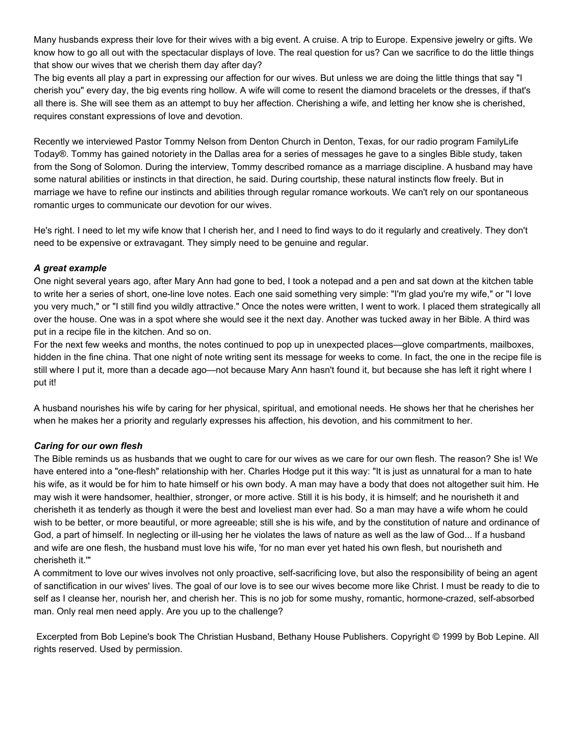Many husbands express their love for their wives with a big event. A cruise. A trip to Europe. Expensive jewelry or gifts. We know how to go all out with the spectacular displays of love. The real question for us? Can we sacrifice to do the little things that show our wives that we cherish them day after day?

The big events all play a part in expressing our affection for our wives. But unless we are doing the little things that say "I cherish you" every day, the big events ring hollow. A wife will come to resent the diamond bracelets or the dresses, if that's all there is. She will see them as an attempt to buy her affection. Cherishing a wife, and letting her know she is cherished, requires constant expressions of love and devotion.

Recently we interviewed Pastor Tommy Nelson from Denton Church in Denton, Texas, for our radio program FamilyLife Today®. Tommy has gained notoriety in the Dallas area for a series of messages he gave to a singles Bible study, taken from the Song of Solomon. During the interview, Tommy described romance as a marriage discipline. A husband may have some natural abilities or instincts in that direction, he said. During courtship, these natural instincts flow freely. But in marriage we have to refine our instincts and abilities through regular romance workouts. We can't rely on our spontaneous romantic urges to communicate our devotion for our wives.

He's right. I need to let my wife know that I cherish her, and I need to find ways to do it regularly and creatively. They don't need to be expensive or extravagant. They simply need to be genuine and regular.

### *A great example*

One night several years ago, after Mary Ann had gone to bed, I took a notepad and a pen and sat down at the kitchen table to write her a series of short, one-line love notes. Each one said something very simple: "I'm glad you're my wife," or "I love you very much," or "I still find you wildly attractive." Once the notes were written, I went to work. I placed them strategically all over the house. One was in a spot where she would see it the next day. Another was tucked away in her Bible. A third was put in a recipe file in the kitchen. And so on.

For the next few weeks and months, the notes continued to pop up in unexpected places—glove compartments, mailboxes, hidden in the fine china. That one night of note writing sent its message for weeks to come. In fact, the one in the recipe file is still where I put it, more than a decade ago—not because Mary Ann hasn't found it, but because she has left it right where I put it!

A husband nourishes his wife by caring for her physical, spiritual, and emotional needs. He shows her that he cherishes her when he makes her a priority and regularly expresses his affection, his devotion, and his commitment to her.

### *Caring for our own flesh*

The Bible reminds us as husbands that we ought to care for our wives as we care for our own flesh. The reason? She is! We have entered into a "one-flesh" relationship with her. Charles Hodge put it this way: "It is just as unnatural for a man to hate his wife, as it would be for him to hate himself or his own body. A man may have a body that does not altogether suit him. He may wish it were handsomer, healthier, stronger, or more active. Still it is his body, it is himself; and he nourisheth it and cherisheth it as tenderly as though it were the best and loveliest man ever had. So a man may have a wife whom he could wish to be better, or more beautiful, or more agreeable; still she is his wife, and by the constitution of nature and ordinance of God, a part of himself. In neglecting or ill-using her he violates the laws of nature as well as the law of God... If a husband and wife are one flesh, the husband must love his wife, 'for no man ever yet hated his own flesh, but nourisheth and cherisheth it.'"

A commitment to love our wives involves not only proactive, self-sacrificing love, but also the responsibility of being an agent of sanctification in our wives' lives. The goal of our love is to see our wives become more like Christ. I must be ready to die to self as I cleanse her, nourish her, and cherish her. This is no job for some mushy, romantic, hormone-crazed, self-absorbed man. Only real men need apply. Are you up to the challenge?

Excerpted from Bob Lepine's book The Christian Husband, Bethany House Publishers. Copyright © 1999 by Bob Lepine. All rights reserved. Used by permission.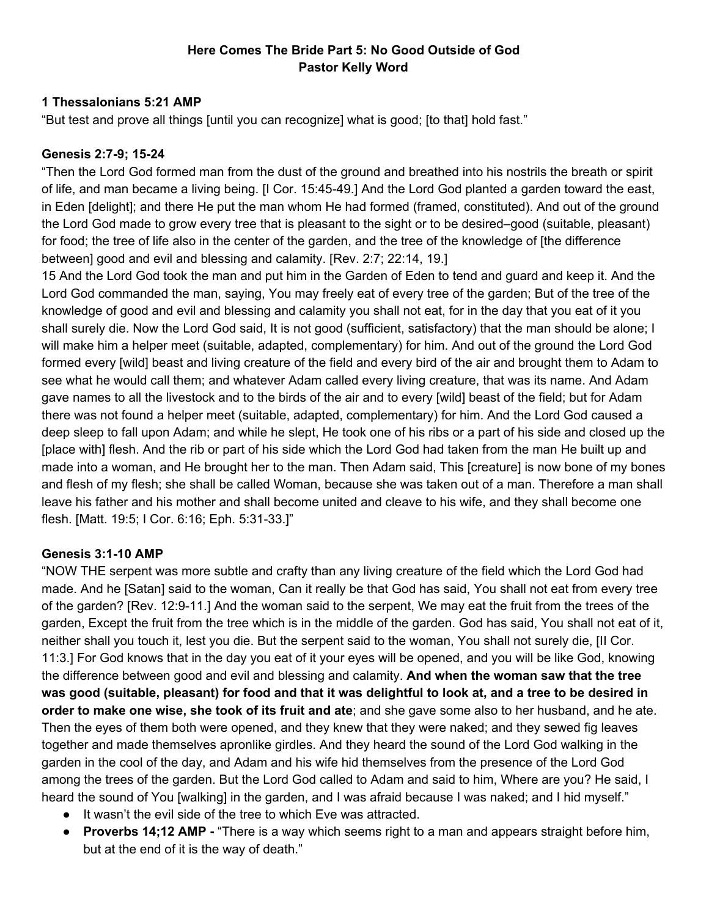**Here Comes The Bride Part 5: No Good Outside of God**
**Pastor Kelly Word**

**1 Thessalonians 5:21 AMP**
"But test and prove all things [until you can recognize] what is good; [to that] hold fast."

**Genesis 2:7-9; 15-24**
"Then the Lord God formed man from the dust of the ground and breathed into his nostrils the breath or spirit of life, and man became a living being. [I Cor. 15:45-49.] And the Lord God planted a garden toward the east, in Eden [delight]; and there He put the man whom He had formed (framed, constituted). And out of the ground the Lord God made to grow every tree that is pleasant to the sight or to be desired–good (suitable, pleasant) for food; the tree of life also in the center of the garden, and the tree of the knowledge of [the difference between] good and evil and blessing and calamity. [Rev. 2:7; 22:14, 19.]
15 And the Lord God took the man and put him in the Garden of Eden to tend and guard and keep it. And the Lord God commanded the man, saying, You may freely eat of every tree of the garden; But of the tree of the knowledge of good and evil and blessing and calamity you shall not eat, for in the day that you eat of it you shall surely die. Now the Lord God said, It is not good (sufficient, satisfactory) that the man should be alone; I will make him a helper meet (suitable, adapted, complementary) for him. And out of the ground the Lord God formed every [wild] beast and living creature of the field and every bird of the air and brought them to Adam to see what he would call them; and whatever Adam called every living creature, that was its name. And Adam gave names to all the livestock and to the birds of the air and to every [wild] beast of the field; but for Adam there was not found a helper meet (suitable, adapted, complementary) for him. And the Lord God caused a deep sleep to fall upon Adam; and while he slept, He took one of his ribs or a part of his side and closed up the [place with] flesh. And the rib or part of his side which the Lord God had taken from the man He built up and made into a woman, and He brought her to the man. Then Adam said, This [creature] is now bone of my bones and flesh of my flesh; she shall be called Woman, because she was taken out of a man. Therefore a man shall leave his father and his mother and shall become united and cleave to his wife, and they shall become one flesh. [Matt. 19:5; I Cor. 6:16; Eph. 5:31-33.]"

**Genesis 3:1-10 AMP**
"NOW THE serpent was more subtle and crafty than any living creature of the field which the Lord God had made. And he [Satan] said to the woman, Can it really be that God has said, You shall not eat from every tree of the garden? [Rev. 12:9-11.] And the woman said to the serpent, We may eat the fruit from the trees of the garden, Except the fruit from the tree which is in the middle of the garden. God has said, You shall not eat of it, neither shall you touch it, lest you die. But the serpent said to the woman, You shall not surely die, [II Cor. 11:3.] For God knows that in the day you eat of it your eyes will be opened, and you will be like God, knowing the difference between good and evil and blessing and calamity. **And when the woman saw that the tree was good (suitable, pleasant) for food and that it was delightful to look at, and a tree to be desired in order to make one wise, she took of its fruit and ate**; and she gave some also to her husband, and he ate. Then the eyes of them both were opened, and they knew that they were naked; and they sewed fig leaves together and made themselves apronlike girdles. And they heard the sound of the Lord God walking in the garden in the cool of the day, and Adam and his wife hid themselves from the presence of the Lord God among the trees of the garden. But the Lord God called to Adam and said to him, Where are you? He said, I heard the sound of You [walking] in the garden, and I was afraid because I was naked; and I hid myself."

- It wasn't the evil side of the tree to which Eve was attracted.
- **Proverbs 14;12 AMP -** "There is a way which seems right to a man and appears straight before him, but at the end of it is the way of death."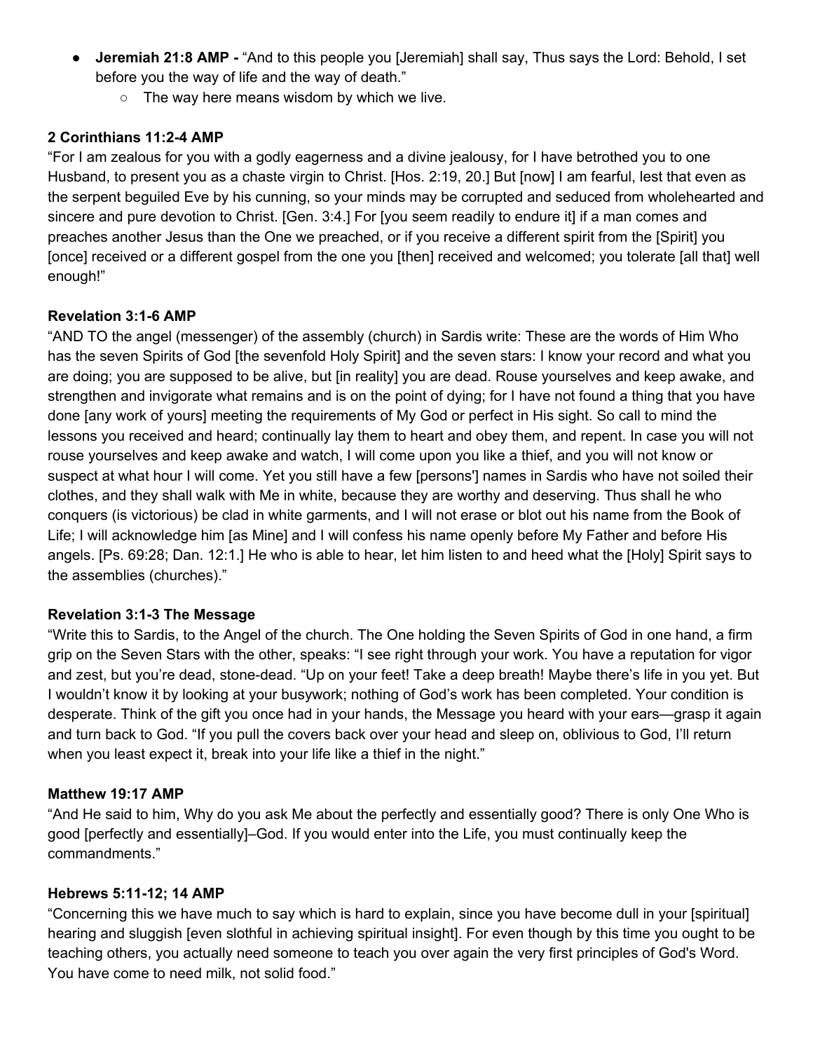- **Jeremiah 21:8 AMP -** "And to this people you [Jeremiah] shall say, Thus says the Lord: Behold, I set before you the way of life and the way of death."
  - The way here means wisdom by which we live.

**2 Corinthians 11:2-4 AMP**

"For I am zealous for you with a godly eagerness and a divine jealousy, for I have betrothed you to one Husband, to present you as a chaste virgin to Christ. [Hos. 2:19, 20.] But [now] I am fearful, lest that even as the serpent beguiled Eve by his cunning, so your minds may be corrupted and seduced from wholehearted and sincere and pure devotion to Christ. [Gen. 3:4.] For [you seem readily to endure it] if a man comes and preaches another Jesus than the One we preached, or if you receive a different spirit from the [Spirit] you [once] received or a different gospel from the one you [then] received and welcomed; you tolerate [all that] well enough!"

**Revelation 3:1-6 AMP**

"AND TO the angel (messenger) of the assembly (church) in Sardis write: These are the words of Him Who has the seven Spirits of God [the sevenfold Holy Spirit] and the seven stars: I know your record and what you are doing; you are supposed to be alive, but [in reality] you are dead. Rouse yourselves and keep awake, and strengthen and invigorate what remains and is on the point of dying; for I have not found a thing that you have done [any work of yours] meeting the requirements of My God or perfect in His sight. So call to mind the lessons you received and heard; continually lay them to heart and obey them, and repent. In case you will not rouse yourselves and keep awake and watch, I will come upon you like a thief, and you will not know or suspect at what hour I will come. Yet you still have a few [persons'] names in Sardis who have not soiled their clothes, and they shall walk with Me in white, because they are worthy and deserving. Thus shall he who conquers (is victorious) be clad in white garments, and I will not erase or blot out his name from the Book of Life; I will acknowledge him [as Mine] and I will confess his name openly before My Father and before His angels. [Ps. 69:28; Dan. 12:1.] He who is able to hear, let him listen to and heed what the [Holy] Spirit says to the assemblies (churches)."

**Revelation 3:1-3 The Message**

"Write this to Sardis, to the Angel of the church. The One holding the Seven Spirits of God in one hand, a firm grip on the Seven Stars with the other, speaks: "I see right through your work. You have a reputation for vigor and zest, but you're dead, stone-dead. "Up on your feet! Take a deep breath! Maybe there's life in you yet. But I wouldn't know it by looking at your busywork; nothing of God's work has been completed. Your condition is desperate. Think of the gift you once had in your hands, the Message you heard with your ears—grasp it again and turn back to God. "If you pull the covers back over your head and sleep on, oblivious to God, I'll return when you least expect it, break into your life like a thief in the night."

**Matthew 19:17 AMP**

"And He said to him, Why do you ask Me about the perfectly and essentially good? There is only One Who is good [perfectly and essentially]–God. If you would enter into the Life, you must continually keep the commandments."

**Hebrews 5:11-12; 14 AMP**

"Concerning this we have much to say which is hard to explain, since you have become dull in your [spiritual] hearing and sluggish [even slothful in achieving spiritual insight]. For even though by this time you ought to be teaching others, you actually need someone to teach you over again the very first principles of God's Word. You have come to need milk, not solid food."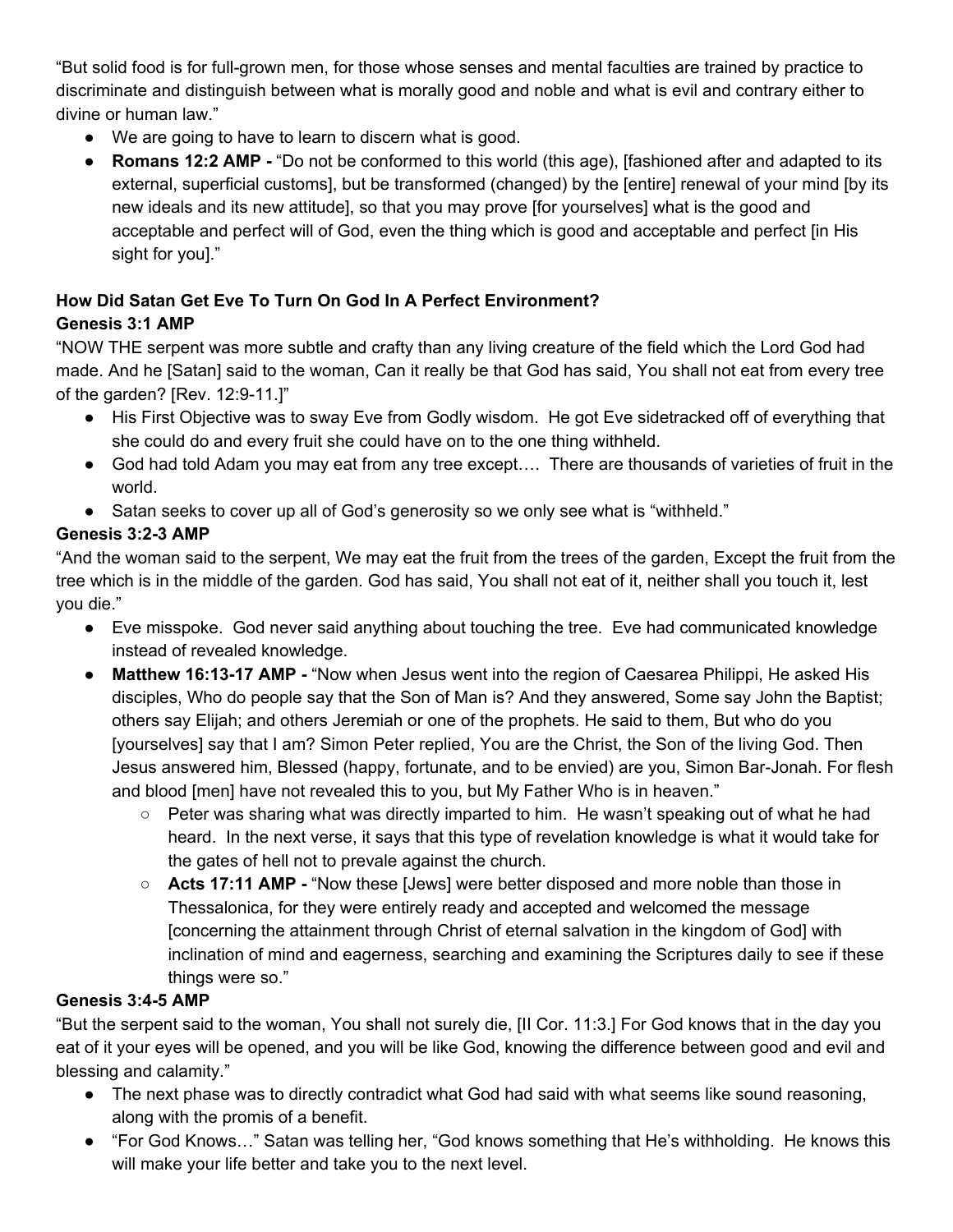"But solid food is for full-grown men, for those whose senses and mental faculties are trained by practice to discriminate and distinguish between what is morally good and noble and what is evil and contrary either to divine or human law."

- We are going to have to learn to discern what is good.
- **Romans 12:2 AMP -** "Do not be conformed to this world (this age), [fashioned after and adapted to its external, superficial customs], but be transformed (changed) by the [entire] renewal of your mind [by its new ideals and its new attitude], so that you may prove [for yourselves] what is the good and acceptable and perfect will of God, even the thing which is good and acceptable and perfect [in His sight for you]."

**How Did Satan Get Eve To Turn On God In A Perfect Environment?**

**Genesis 3:1 AMP**

"NOW THE serpent was more subtle and crafty than any living creature of the field which the Lord God had made. And he [Satan] said to the woman, Can it really be that God has said, You shall not eat from every tree of the garden? [Rev. 12:9-11.]"

- His First Objective was to sway Eve from Godly wisdom. He got Eve sidetracked off of everything that she could do and every fruit she could have on to the one thing withheld.
- God had told Adam you may eat from any tree except…. There are thousands of varieties of fruit in the world.
- Satan seeks to cover up all of God's generosity so we only see what is "withheld."

**Genesis 3:2-3 AMP**

"And the woman said to the serpent, We may eat the fruit from the trees of the garden, Except the fruit from the tree which is in the middle of the garden. God has said, You shall not eat of it, neither shall you touch it, lest you die."

- Eve misspoke. God never said anything about touching the tree. Eve had communicated knowledge instead of revealed knowledge.
- **Matthew 16:13-17 AMP -** "Now when Jesus went into the region of Caesarea Philippi, He asked His disciples, Who do people say that the Son of Man is? And they answered, Some say John the Baptist; others say Elijah; and others Jeremiah or one of the prophets. He said to them, But who do you [yourselves] say that I am? Simon Peter replied, You are the Christ, the Son of the living God. Then Jesus answered him, Blessed (happy, fortunate, and to be envied) are you, Simon Bar-Jonah. For flesh and blood [men] have not revealed this to you, but My Father Who is in heaven."
    - Peter was sharing what was directly imparted to him. He wasn't speaking out of what he had heard. In the next verse, it says that this type of revelation knowledge is what it would take for the gates of hell not to prevale against the church.
    - **Acts 17:11 AMP -** "Now these [Jews] were better disposed and more noble than those in Thessalonica, for they were entirely ready and accepted and welcomed the message [concerning the attainment through Christ of eternal salvation in the kingdom of God] with inclination of mind and eagerness, searching and examining the Scriptures daily to see if these things were so."

**Genesis 3:4-5 AMP**

"But the serpent said to the woman, You shall not surely die, [II Cor. 11:3.] For God knows that in the day you eat of it your eyes will be opened, and you will be like God, knowing the difference between good and evil and blessing and calamity."

- The next phase was to directly contradict what God had said with what seems like sound reasoning, along with the promis of a benefit.
- "For God Knows…" Satan was telling her, "God knows something that He's withholding. He knows this will make your life better and take you to the next level.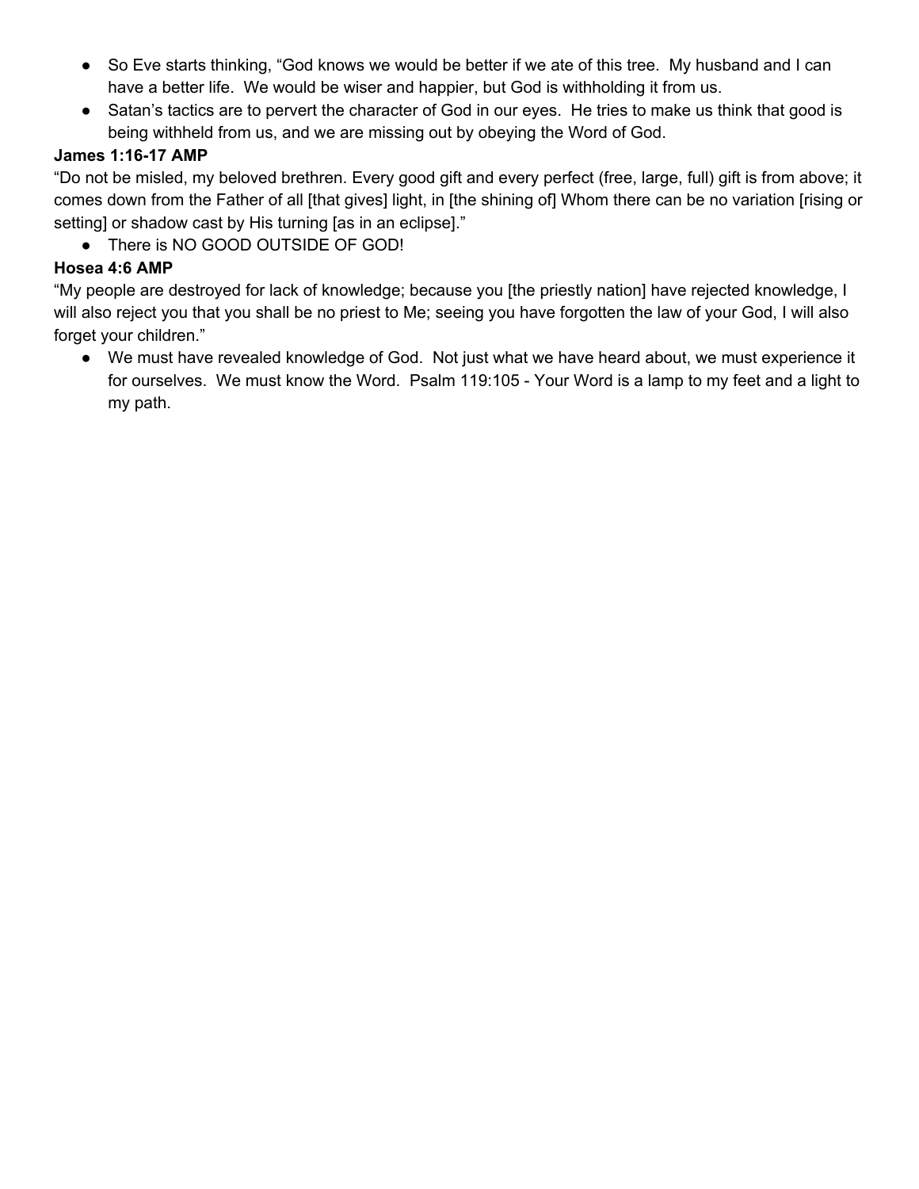- So Eve starts thinking, "God knows we would be better if we ate of this tree. My husband and I can have a better life. We would be wiser and happier, but God is withholding it from us.
- Satan's tactics are to pervert the character of God in our eyes. He tries to make us think that good is being withheld from us, and we are missing out by obeying the Word of God.

**James 1:16-17 AMP**

"Do not be misled, my beloved brethren. Every good gift and every perfect (free, large, full) gift is from above; it comes down from the Father of all [that gives] light, in [the shining of] Whom there can be no variation [rising or setting] or shadow cast by His turning [as in an eclipse]."

- There is NO GOOD OUTSIDE OF GOD!

**Hosea 4:6 AMP**

"My people are destroyed for lack of knowledge; because you [the priestly nation] have rejected knowledge, I will also reject you that you shall be no priest to Me; seeing you have forgotten the law of your God, I will also forget your children."

- We must have revealed knowledge of God. Not just what we have heard about, we must experience it for ourselves. We must know the Word. Psalm 119:105 - Your Word is a lamp to my feet and a light to my path.